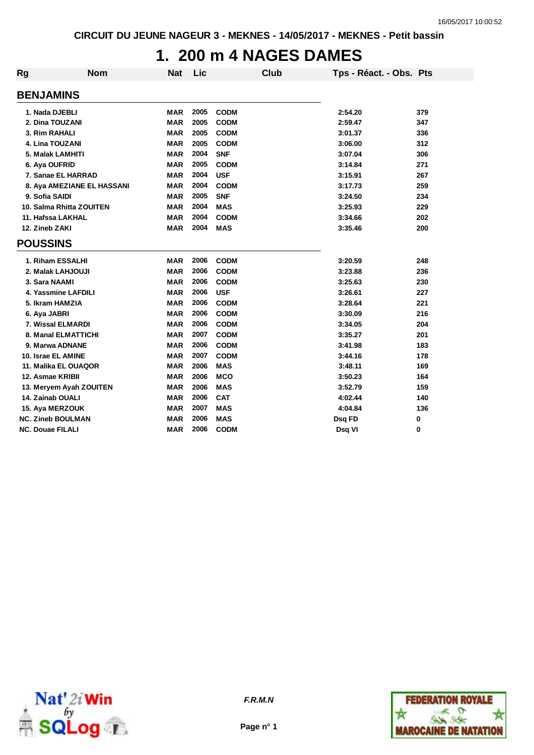CIRCUIT DU JEUNE NAGEUR 3 - MEKNES - 14/05/2017 - MEKNES - Petit bassin

# 1. 200 m 4 NAGES DAMES

| Rg | Nom | Nat | Lic | Club | Tps - Réact. - Obs. | Pts |
|---|---|---|---|---|---|---|
| **BENJAMINS** | | | | | | |
| 1. | Nada DJEBLI | MAR | 2005 | CODM | 2:54.20 | 379 |
| 2. | Dina TOUZANI | MAR | 2005 | CODM | 2:59.47 | 347 |
| 3. | Rim RAHALI | MAR | 2005 | CODM | 3:01.37 | 336 |
| 4. | Lina TOUZANI | MAR | 2005 | CODM | 3:06.00 | 312 |
| 5. | Malak LAMHITI | MAR | 2004 | SNF | 3:07.04 | 306 |
| 6. | Aya OUFRID | MAR | 2005 | CODM | 3:14.84 | 271 |
| 7. | Sanae EL HARRAD | MAR | 2004 | USF | 3:15.91 | 267 |
| 8. | Aya AMEZIANE EL HASSANI | MAR | 2004 | CODM | 3:17.73 | 259 |
| 9. | Sofia SAIDI | MAR | 2005 | SNF | 3:24.50 | 234 |
| 10. | Salma Rhitta ZOUITEN | MAR | 2004 | MAS | 3:25.93 | 229 |
| 11. | Hafssa LAKHAL | MAR | 2004 | CODM | 3:34.66 | 202 |
| 12. | Zineb ZAKI | MAR | 2004 | MAS | 3:35.46 | 200 |
| **POUSSINS** | | | | | | |
| 1. | Riham ESSALHI | MAR | 2006 | CODM | 3:20.59 | 248 |
| 2. | Malak LAHJOUJI | MAR | 2006 | CODM | 3:23.88 | 236 |
| 3. | Sara NAAMI | MAR | 2006 | CODM | 3:25.63 | 230 |
| 4. | Yassmine LAFDILI | MAR | 2006 | USF | 3:26.61 | 227 |
| 5. | Ikram HAMZIA | MAR | 2006 | CODM | 3:28.64 | 221 |
| 6. | Aya JABRI | MAR | 2006 | CODM | 3:30.09 | 216 |
| 7. | Wissal ELMARDI | MAR | 2006 | CODM | 3:34.05 | 204 |
| 8. | Manal ELMATTICHI | MAR | 2007 | CODM | 3:35.27 | 201 |
| 9. | Marwa ADNANE | MAR | 2006 | CODM | 3:41.98 | 183 |
| 10. | Israe EL AMINE | MAR | 2007 | CODM | 3:44.16 | 178 |
| 11. | Malika EL OUAQOR | MAR | 2006 | MAS | 3:48.11 | 169 |
| 12. | Asmae KRIBII | MAR | 2006 | MCO | 3:50.23 | 164 |
| 13. | Meryem Ayah ZOUITEN | MAR | 2006 | MAS | 3:52.79 | 159 |
| 14. | Zainab OUALI | MAR | 2006 | CAT | 4:02.44 | 140 |
| 15. | Aya MERZOUK | MAR | 2007 | MAS | 4:04.84 | 136 |
| NC. | Zineb BOULMAN | MAR | 2006 | MAS | Dsq FD | 0 |
| NC. | Douae FILALI | MAR | 2006 | CODM | Dsq VI | 0 |

F.R.M.N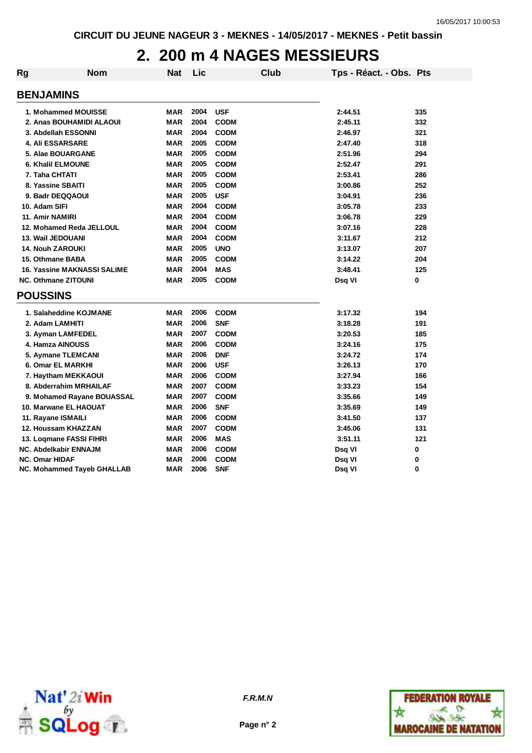CIRCUIT DU JEUNE NAGEUR 3 - MEKNES - 14/05/2017 - MEKNES - Petit bassin

# 2. 200 m 4 NAGES MESSIEURS

| Rg | Nom | Nat | Lic | Club | Tps - Réact. - Obs. | Pts |
|---|---|---|---|---|---|---|
| **BENJAMINS** | | | | | | |
| 1. | Mohammed MOUISSE | MAR | 2004 | USF | 2:44.51 | 335 |
| 2. | Anas BOUHAMIDI ALAOUI | MAR | 2004 | CODM | 2:45.11 | 332 |
| 3. | Abdellah ESSONNI | MAR | 2004 | CODM | 2:46.97 | 321 |
| 4. | Ali ESSARSARE | MAR | 2005 | CODM | 2:47.40 | 318 |
| 5. | Alae BOUARGANE | MAR | 2005 | CODM | 2:51.96 | 294 |
| 6. | Khalil ELMOUNE | MAR | 2005 | CODM | 2:52.47 | 291 |
| 7. | Taha CHTATI | MAR | 2005 | CODM | 2:53.41 | 286 |
| 8. | Yassine SBAITI | MAR | 2005 | CODM | 3:00.86 | 252 |
| 9. | Badr DEQQAOUI | MAR | 2005 | USF | 3:04.91 | 236 |
| 10. | Adam SIFI | MAR | 2004 | CODM | 3:05.78 | 233 |
| 11. | Amir NAMIRI | MAR | 2004 | CODM | 3:06.78 | 229 |
| 12. | Mohamed Reda JELLOUL | MAR | 2004 | CODM | 3:07.16 | 228 |
| 13. | Wail JEDOUANI | MAR | 2004 | CODM | 3:11.67 | 212 |
| 14. | Nouh ZAROUKI | MAR | 2005 | UNO | 3:13.07 | 207 |
| 15. | Othmane BABA | MAR | 2005 | CODM | 3:14.22 | 204 |
| 16. | Yassine MAKNASSI SALIME | MAR | 2004 | MAS | 3:48.41 | 125 |
| NC. | Othmane ZITOUNI | MAR | 2005 | CODM | Dsq VI | 0 |
| **POUSSINS** | | | | | | |
| 1. | Salaheddine KOJMANE | MAR | 2006 | CODM | 3:17.32 | 194 |
| 2. | Adam LAMHITI | MAR | 2006 | SNF | 3:18.28 | 191 |
| 3. | Ayman LAMFEDEL | MAR | 2007 | CODM | 3:20.53 | 185 |
| 4. | Hamza AINOUSS | MAR | 2006 | CODM | 3:24.16 | 175 |
| 5. | Aymane TLEMCANI | MAR | 2006 | DNF | 3:24.72 | 174 |
| 6. | Omar EL MARKHI | MAR | 2006 | USF | 3:26.13 | 170 |
| 7. | Haytham MEKKAOUI | MAR | 2006 | CODM | 3:27.94 | 166 |
| 8. | Abderrahim MRHAILAF | MAR | 2007 | CODM | 3:33.23 | 154 |
| 9. | Mohamed Rayane BOUASSAL | MAR | 2007 | CODM | 3:35.66 | 149 |
| 10. | Marwane EL HAOUAT | MAR | 2006 | SNF | 3:35.69 | 149 |
| 11. | Rayane ISMAILI | MAR | 2006 | CODM | 3:41.50 | 137 |
| 12. | Houssam KHAZZAN | MAR | 2007 | CODM | 3:45.06 | 131 |
| 13. | Loqmane FASSI FIHRI | MAR | 2006 | MAS | 3:51.11 | 121 |
| NC. | Abdelkabir ENNAJM | MAR | 2006 | CODM | Dsq VI | 0 |
| NC. | Omar HIDAF | MAR | 2006 | CODM | Dsq VI | 0 |
| NC. | Mohammed Tayeb GHALLAB | MAR | 2006 | SNF | Dsq VI | 0 |

*F.R.M.N*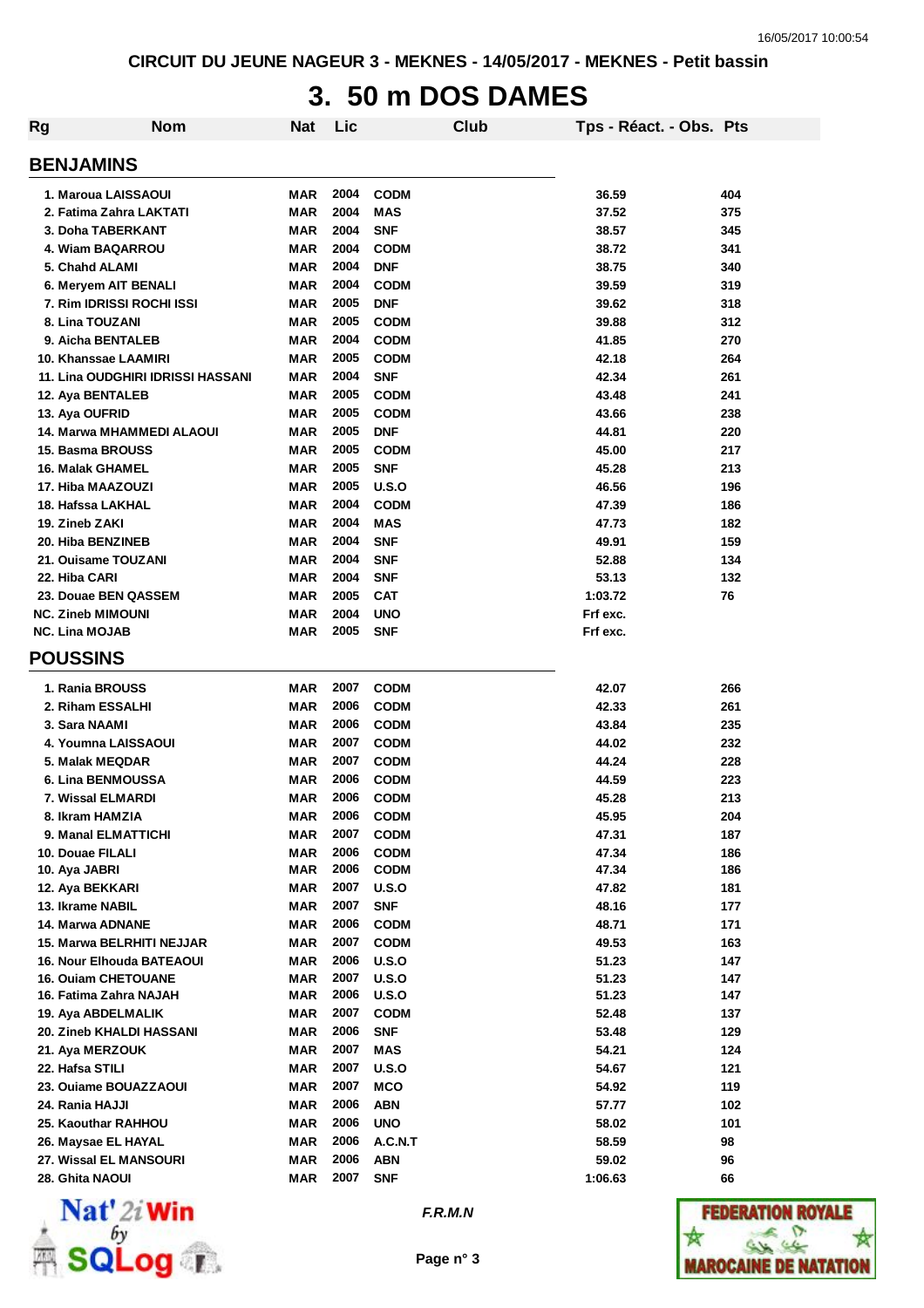CIRCUIT DU JEUNE NAGEUR 3 - MEKNES - 14/05/2017 - MEKNES - Petit bassin

# 3. 50 m DOS DAMES

| Rg | Nom | Nat | Lic | Club | Tps - Réact. - Obs. | Pts |
|---|---|---|---|---|---|---|

## BENJAMINS

| Rg | Nom | Nat | Lic | Club | Tps - Réact. - Obs. | Pts |
|---|---|---|---|---|---|---|
| 1. | Maroua LAISSAOUI | MAR | 2004 | CODM | 36.59 | 404 |
| 2. | Fatima Zahra LAKTATI | MAR | 2004 | MAS | 37.52 | 375 |
| 3. | Doha TABERKANT | MAR | 2004 | SNF | 38.57 | 345 |
| 4. | Wiam BAQARROU | MAR | 2004 | CODM | 38.72 | 341 |
| 5. | Chahd ALAMI | MAR | 2004 | DNF | 38.75 | 340 |
| 6. | Meryem AIT BENALI | MAR | 2004 | CODM | 39.59 | 319 |
| 7. | Rim IDRISSI ROCHI ISSI | MAR | 2005 | DNF | 39.62 | 318 |
| 8. | Lina TOUZANI | MAR | 2005 | CODM | 39.88 | 312 |
| 9. | Aicha BENTALEB | MAR | 2004 | CODM | 41.85 | 270 |
| 10. | Khanssae LAAMIRI | MAR | 2005 | CODM | 42.18 | 264 |
| 11. | Lina OUDGHIRI IDRISSI HASSANI | MAR | 2004 | SNF | 42.34 | 261 |
| 12. | Aya BENTALEB | MAR | 2005 | CODM | 43.48 | 241 |
| 13. | Aya OUFRID | MAR | 2005 | CODM | 43.66 | 238 |
| 14. | Marwa MHAMMEDI ALAOUI | MAR | 2005 | DNF | 44.81 | 220 |
| 15. | Basma BROUSS | MAR | 2005 | CODM | 45.00 | 217 |
| 16. | Malak GHAMEL | MAR | 2005 | SNF | 45.28 | 213 |
| 17. | Hiba MAAZOUZI | MAR | 2005 | U.S.O | 46.56 | 196 |
| 18. | Hafssa LAKHAL | MAR | 2004 | CODM | 47.39 | 186 |
| 19. | Zineb ZAKI | MAR | 2004 | MAS | 47.73 | 182 |
| 20. | Hiba BENZINEB | MAR | 2004 | SNF | 49.91 | 159 |
| 21. | Ouisame TOUZANI | MAR | 2004 | SNF | 52.88 | 134 |
| 22. | Hiba CARI | MAR | 2004 | SNF | 53.13 | 132 |
| 23. | Douae BEN QASSEM | MAR | 2005 | CAT | 1:03.72 | 76 |
| NC. | Zineb MIMOUNI | MAR | 2004 | UNO | Frf exc. | |
| NC. | Lina MOJAB | MAR | 2005 | SNF | Frf exc. | |

## POUSSINS

| Rg | Nom | Nat | Lic | Club | Tps - Réact. - Obs. | Pts |
|---|---|---|---|---|---|---|
| 1. | Rania BROUSS | MAR | 2007 | CODM | 42.07 | 266 |
| 2. | Riham ESSALHI | MAR | 2006 | CODM | 42.33 | 261 |
| 3. | Sara NAAMI | MAR | 2006 | CODM | 43.84 | 235 |
| 4. | Youmna LAISSAOUI | MAR | 2007 | CODM | 44.02 | 232 |
| 5. | Malak MEQDAR | MAR | 2007 | CODM | 44.24 | 228 |
| 6. | Lina BENMOUSSA | MAR | 2006 | CODM | 44.59 | 223 |
| 7. | Wissal ELMARDI | MAR | 2006 | CODM | 45.28 | 213 |
| 8. | Ikram HAMZIA | MAR | 2006 | CODM | 45.95 | 204 |
| 9. | Manal ELMATTICHI | MAR | 2007 | CODM | 47.31 | 187 |
| 10. | Douae FILALI | MAR | 2006 | CODM | 47.34 | 186 |
| 10. | Aya JABRI | MAR | 2006 | CODM | 47.34 | 186 |
| 12. | Aya BEKKARI | MAR | 2007 | U.S.O | 47.82 | 181 |
| 13. | Ikrame NABIL | MAR | 2007 | SNF | 48.16 | 177 |
| 14. | Marwa ADNANE | MAR | 2006 | CODM | 48.71 | 171 |
| 15. | Marwa BELRHITI NEJJAR | MAR | 2007 | CODM | 49.53 | 163 |
| 16. | Nour Elhouda BATEAOUI | MAR | 2006 | U.S.O | 51.23 | 147 |
| 16. | Ouiam CHETOUANE | MAR | 2007 | U.S.O | 51.23 | 147 |
| 16. | Fatima Zahra NAJAH | MAR | 2006 | U.S.O | 51.23 | 147 |
| 19. | Aya ABDELMALIK | MAR | 2007 | CODM | 52.48 | 137 |
| 20. | Zineb KHALDI HASSANI | MAR | 2006 | SNF | 53.48 | 129 |
| 21. | Aya MERZOUK | MAR | 2007 | MAS | 54.21 | 124 |
| 22. | Hafsa STILI | MAR | 2007 | U.S.O | 54.67 | 121 |
| 23. | Ouiame BOUZZAOUI | MAR | 2007 | MCO | 54.92 | 119 |
| 24. | Rania HAJJI | MAR | 2006 | ABN | 57.77 | 102 |
| 25. | Kaouthar RAHHOU | MAR | 2006 | UNO | 58.02 | 101 |
| 26. | Maysae EL HAYAL | MAR | 2006 | A.C.N.T | 58.59 | 98 |
| 27. | Wissal EL MANSOURI | MAR | 2006 | ABN | 59.02 | 96 |
| 28. | Ghita NAOUI | MAR | 2007 | SNF | 1:06.63 | 66 |

*F.R.M.N*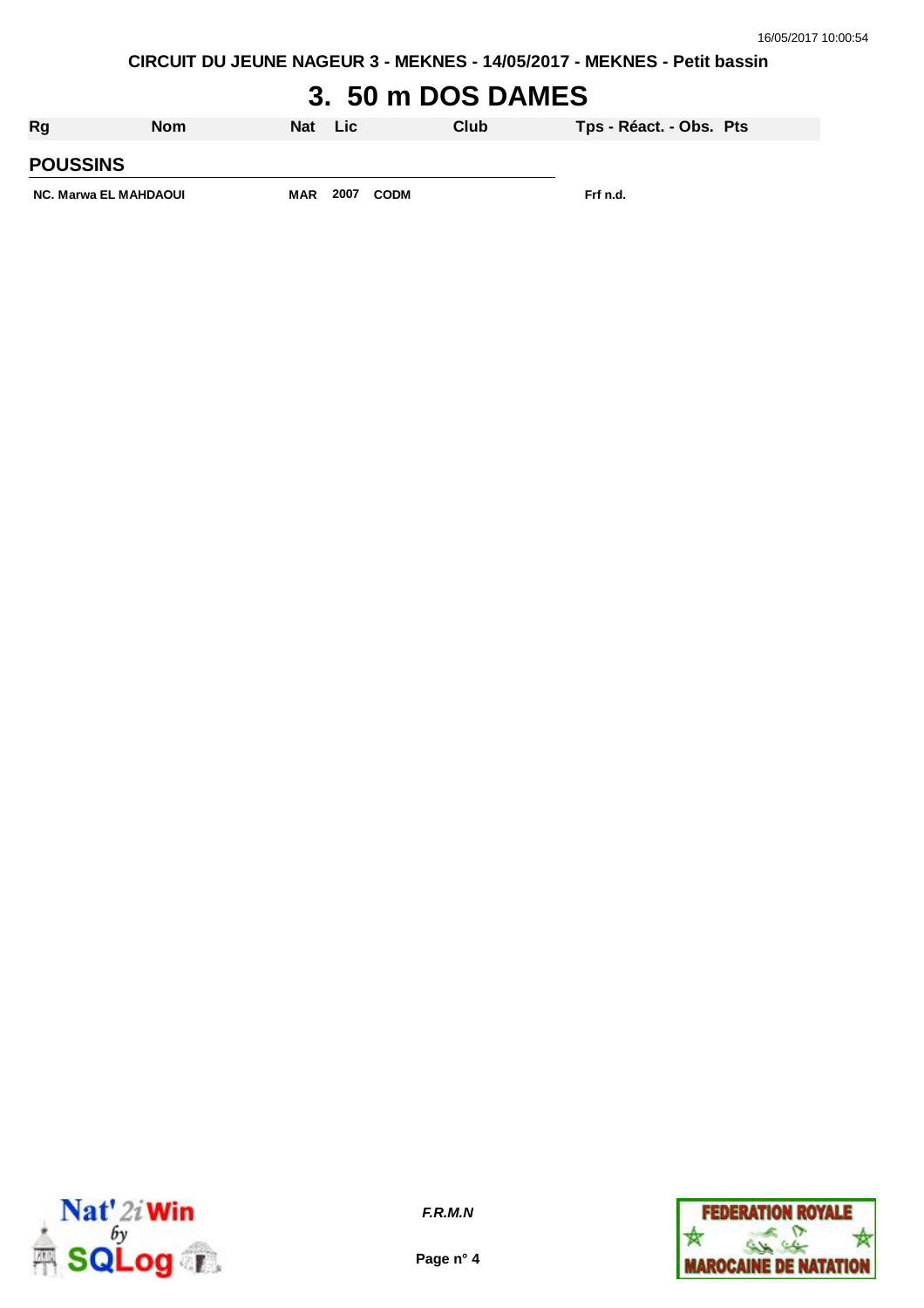# 3. 50 m DOS DAMES

| Rg | Nom | Nat | Lic | Club | Tps - Réact. - Obs. | Pts |
|---|---|---|---|---|---|---|
| **POUSSINS** | | | | | | |
| NC. | Marwa EL MAHDAOUI | MAR | 2007 | CODM | Frf n.d. | |

*F.R.M.N*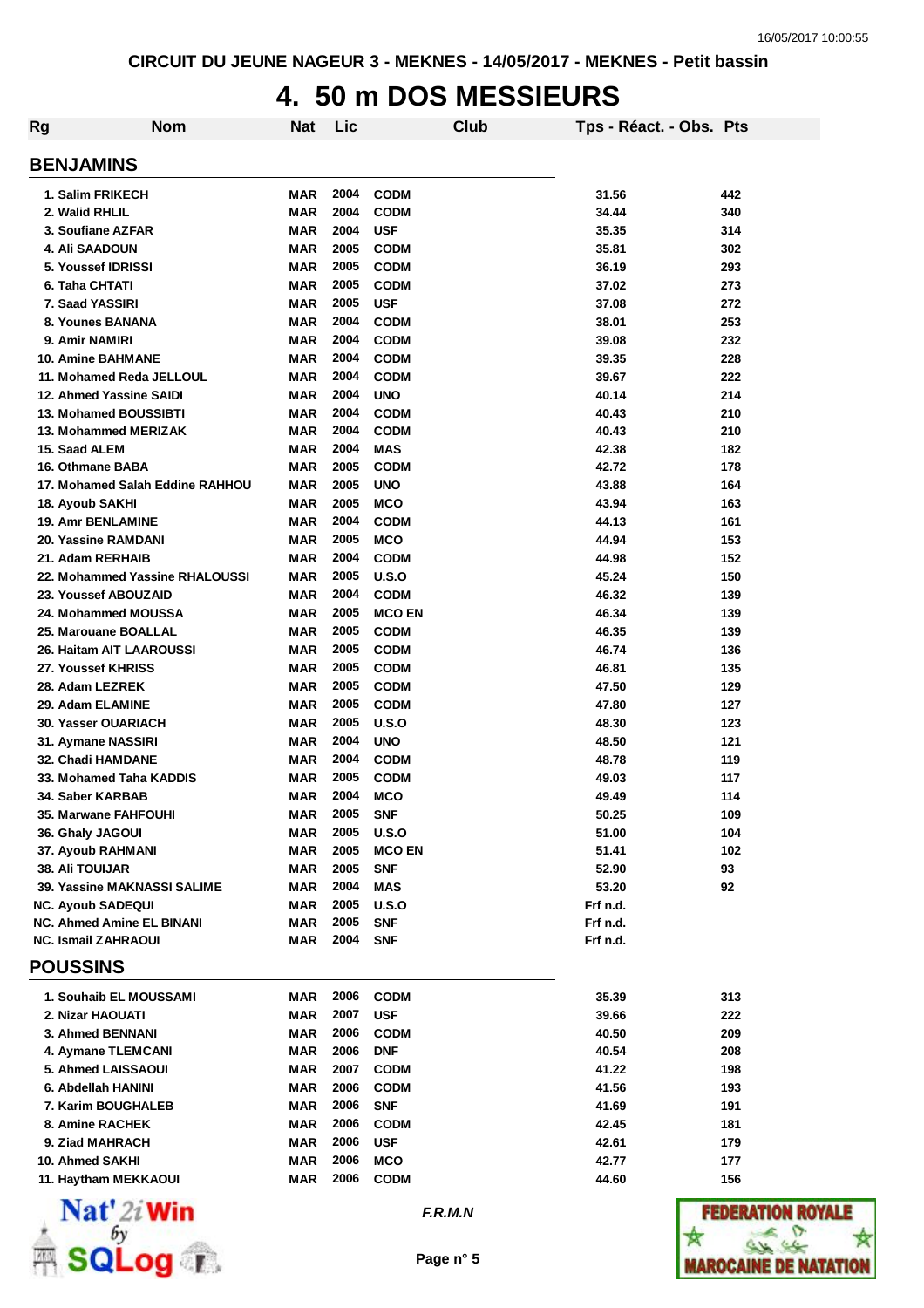# 4. 50 m DOS MESSIEURS

| Rg | Nom | Nat | Lic | Club | Tps - Réact. - Obs. | Pts |
|---|---|---|---|---|---|---|
| **BENJAMINS** | | | | | | |
| 1. | Salim FRIKECH | MAR | 2004 | CODM | 31.56 | 442 |
| 2. | Walid RHLIL | MAR | 2004 | CODM | 34.44 | 340 |
| 3. | Soufiane AZFAR | MAR | 2004 | USF | 35.35 | 314 |
| 4. | Ali SAADOUN | MAR | 2005 | CODM | 35.81 | 302 |
| 5. | Youssef IDRISSI | MAR | 2005 | CODM | 36.19 | 293 |
| 6. | Taha CHTATI | MAR | 2005 | CODM | 37.02 | 273 |
| 7. | Saad YASSIRI | MAR | 2005 | USF | 37.08 | 272 |
| 8. | Younes BANANA | MAR | 2004 | CODM | 38.01 | 253 |
| 9. | Amir NAMIRI | MAR | 2004 | CODM | 39.08 | 232 |
| 10. | Amine BAHMANE | MAR | 2004 | CODM | 39.35 | 228 |
| 11. | Mohamed Reda JELLOUL | MAR | 2004 | CODM | 39.67 | 222 |
| 12. | Ahmed Yassine SAIDI | MAR | 2004 | UNO | 40.14 | 214 |
| 13. | Mohamed BOUSSIBTI | MAR | 2004 | CODM | 40.43 | 210 |
| 13. | Mohammed MERIZAK | MAR | 2004 | CODM | 40.43 | 210 |
| 15. | Saad ALEM | MAR | 2004 | MAS | 42.38 | 182 |
| 16. | Othmane BABA | MAR | 2005 | CODM | 42.72 | 178 |
| 17. | Mohamed Salah Eddine RAHHOU | MAR | 2005 | UNO | 43.88 | 164 |
| 18. | Ayoub SAKHI | MAR | 2005 | MCO | 43.94 | 163 |
| 19. | Amr BENLAMINE | MAR | 2004 | CODM | 44.13 | 161 |
| 20. | Yassine RAMDANI | MAR | 2005 | MCO | 44.94 | 153 |
| 21. | Adam RERHAIB | MAR | 2004 | CODM | 44.98 | 152 |
| 22. | Mohammed Yassine RHALOUSSI | MAR | 2005 | U.S.O | 45.24 | 150 |
| 23. | Youssef ABOUZAID | MAR | 2004 | CODM | 46.32 | 139 |
| 24. | Mohammed MOUSSA | MAR | 2005 | MCO EN | 46.34 | 139 |
| 25. | Marouane BOALLAL | MAR | 2005 | CODM | 46.35 | 139 |
| 26. | Haitam AIT LAAROUSSI | MAR | 2005 | CODM | 46.74 | 136 |
| 27. | Youssef KHRISS | MAR | 2005 | CODM | 46.81 | 135 |
| 28. | Adam LEZREK | MAR | 2005 | CODM | 47.50 | 129 |
| 29. | Adam ELAMINE | MAR | 2005 | CODM | 47.80 | 127 |
| 30. | Yasser OUARIACH | MAR | 2005 | U.S.O | 48.30 | 123 |
| 31. | Aymane NASSIRI | MAR | 2004 | UNO | 48.50 | 121 |
| 32. | Chadi HAMDANE | MAR | 2004 | CODM | 48.78 | 119 |
| 33. | Mohamed Taha KADDIS | MAR | 2005 | CODM | 49.03 | 117 |
| 34. | Saber KARBAB | MAR | 2004 | MCO | 49.49 | 114 |
| 35. | Marwane FAHFOUHI | MAR | 2005 | SNF | 50.25 | 109 |
| 36. | Ghaly JAGOUI | MAR | 2005 | U.S.O | 51.00 | 104 |
| 37. | Ayoub RAHMANI | MAR | 2005 | MCO EN | 51.41 | 102 |
| 38. | Ali TOUIJAR | MAR | 2005 | SNF | 52.90 | 93 |
| 39. | Yassine MAKNASSI SALIME | MAR | 2004 | MAS | 53.20 | 92 |
| NC. | Ayoub SADEQUI | MAR | 2005 | U.S.O | Frf n.d. | |
| NC. | Ahmed Amine EL BINANI | MAR | 2005 | SNF | Frf n.d. | |
| NC. | Ismail ZAHRAOUI | MAR | 2004 | SNF | Frf n.d. | |
| **POUSSINS** | | | | | | |
| 1. | Souhaib EL MOUSSAMI | MAR | 2006 | CODM | 35.39 | 313 |
| 2. | Nizar HAOUATI | MAR | 2007 | USF | 39.66 | 222 |
| 3. | Ahmed BENNANI | MAR | 2006 | CODM | 40.50 | 209 |
| 4. | Aymane TLEMCANI | MAR | 2006 | DNF | 40.54 | 208 |
| 5. | Ahmed LAISSAOUI | MAR | 2007 | CODM | 41.22 | 198 |
| 6. | Abdellah HANINI | MAR | 2006 | CODM | 41.56 | 193 |
| 7. | Karim BOUGHALEB | MAR | 2006 | SNF | 41.69 | 191 |
| 8. | Amine RACHEK | MAR | 2006 | CODM | 42.45 | 181 |
| 9. | Ziad MAHRACH | MAR | 2006 | USF | 42.61 | 179 |
| 10. | Ahmed SAKHI | MAR | 2006 | MCO | 42.77 | 177 |
| 11. | Haytham MEKKAOUI | MAR | 2006 | CODM | 44.60 | 156 |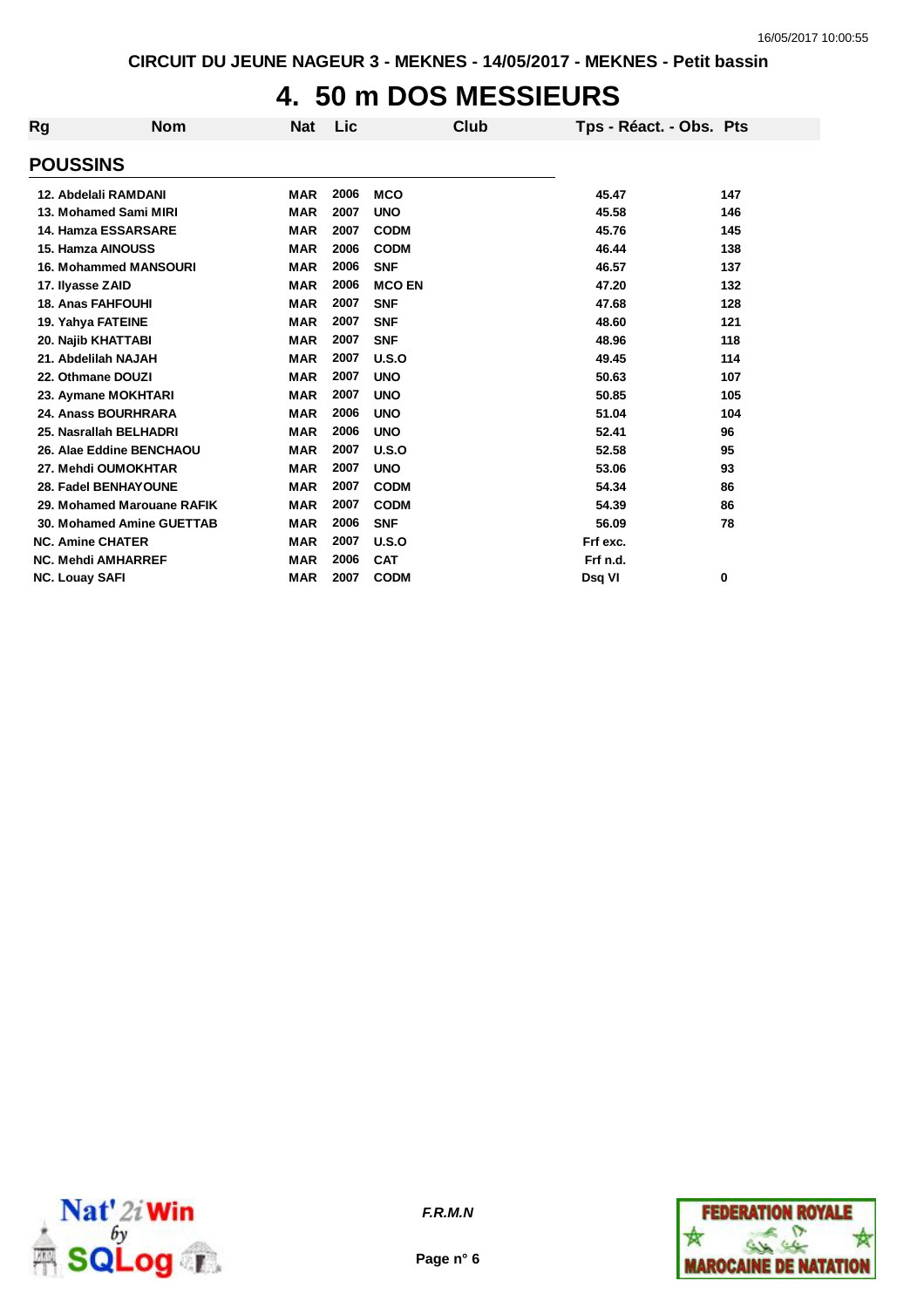CIRCUIT DU JEUNE NAGEUR 3 - MEKNES - 14/05/2017 - MEKNES - Petit bassin

# 4. 50 m DOS MESSIEURS

## POUSSINS

| Rg | Nom | Nat | Lic | Club | Tps - Réact. - Obs. | Pts |
|---|---|---|---|---|---|---|
| 12. | Abdelali RAMDANI | MAR | 2006 | MCO | 45.47 | 147 |
| 13. | Mohamed Sami MIRI | MAR | 2007 | UNO | 45.58 | 146 |
| 14. | Hamza ESSARSARE | MAR | 2007 | CODM | 45.76 | 145 |
| 15. | Hamza AINOUSS | MAR | 2006 | CODM | 46.44 | 138 |
| 16. | Mohammed MANSOURI | MAR | 2006 | SNF | 46.57 | 137 |
| 17. | Ilyasse ZAID | MAR | 2006 | MCO EN | 47.20 | 132 |
| 18. | Anas FAHFOUHI | MAR | 2007 | SNF | 47.68 | 128 |
| 19. | Yahya FATEINE | MAR | 2007 | SNF | 48.60 | 121 |
| 20. | Najib KHATTABI | MAR | 2007 | SNF | 48.96 | 118 |
| 21. | Abdelilah NAJAH | MAR | 2007 | U.S.O | 49.45 | 114 |
| 22. | Othmane DOUZI | MAR | 2007 | UNO | 50.63 | 107 |
| 23. | Aymane MOKHTARI | MAR | 2007 | UNO | 50.85 | 105 |
| 24. | Anass BOURHRARA | MAR | 2006 | UNO | 51.04 | 104 |
| 25. | Nasrallah BELHADRI | MAR | 2006 | UNO | 52.41 | 96 |
| 26. | Alae Eddine BENCHAOU | MAR | 2007 | U.S.O | 52.58 | 95 |
| 27. | Mehdi OUMOKHTAR | MAR | 2007 | UNO | 53.06 | 93 |
| 28. | Fadel BENHAYOUNE | MAR | 2007 | CODM | 54.34 | 86 |
| 29. | Mohamed Marouane RAFIK | MAR | 2007 | CODM | 54.39 | 86 |
| 30. | Mohamed Amine GUETTAB | MAR | 2006 | SNF | 56.09 | 78 |
| NC. | Amine CHATER | MAR | 2007 | U.S.O | Frf exc. | |
| NC. | Mehdi AMHARREF | MAR | 2006 | CAT | Frf n.d. | |
| NC. | Louay SAFI | MAR | 2007 | CODM | Dsq VI | 0 |

*F.R.M.N*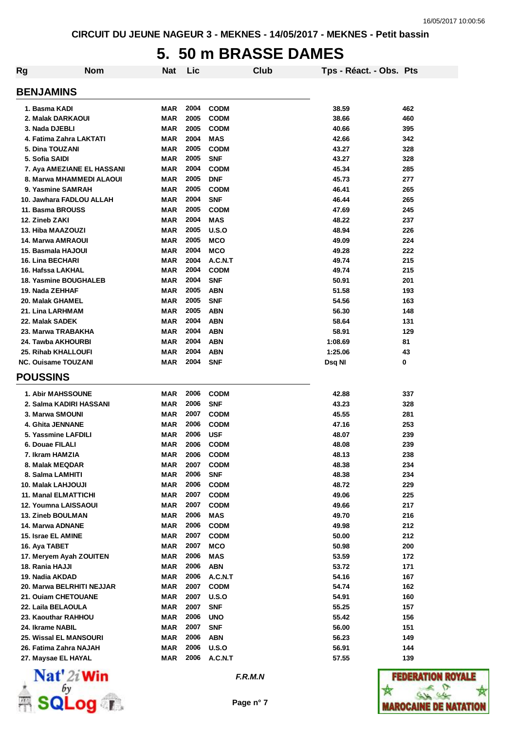CIRCUIT DU JEUNE NAGEUR 3 - MEKNES - 14/05/2017 - MEKNES - Petit bassin

# 5. 50 m BRASSE DAMES

| Rg | Nom | Nat | Lic | Club | Tps - Réact. - Obs. | Pts |
|---|---|---|---|---|---|---|

## BENJAMINS

| Rg | Nom | Nat | Lic | Club | Tps - Réact. - Obs. | Pts |
|---|---|---|---|---|---|---|
| 1. | Basma KADI | MAR | 2004 | CODM | 38.59 | 462 |
| 2. | Malak DARKAOUI | MAR | 2005 | CODM | 38.66 | 460 |
| 3. | Nada DJEBLI | MAR | 2005 | CODM | 40.66 | 395 |
| 4. | Fatima Zahra LAKTATI | MAR | 2004 | MAS | 42.66 | 342 |
| 5. | Dina TOUZANI | MAR | 2005 | CODM | 43.27 | 328 |
| 5. | Sofia SAIDI | MAR | 2005 | SNF | 43.27 | 328 |
| 7. | Aya AMEZIANE EL HASSANI | MAR | 2004 | CODM | 45.34 | 285 |
| 8. | Marwa MHAMMEDI ALAOUI | MAR | 2005 | DNF | 45.73 | 277 |
| 9. | Yasmine SAMRAH | MAR | 2005 | CODM | 46.41 | 265 |
| 10. | Jawhara FADLOU ALLAH | MAR | 2004 | SNF | 46.44 | 265 |
| 11. | Basma BROUSS | MAR | 2005 | CODM | 47.69 | 245 |
| 12. | Zineb ZAKI | MAR | 2004 | MAS | 48.22 | 237 |
| 13. | Hiba MAAZOUZI | MAR | 2005 | U.S.O | 48.94 | 226 |
| 14. | Marwa AMRAOUI | MAR | 2005 | MCO | 49.09 | 224 |
| 15. | Basmala HAJOUI | MAR | 2004 | MCO | 49.28 | 222 |
| 16. | Lina BECHARI | MAR | 2004 | A.C.N.T | 49.74 | 215 |
| 16. | Hafssa LAKHAL | MAR | 2004 | CODM | 49.74 | 215 |
| 18. | Yasmine BOUGHALEB | MAR | 2004 | SNF | 50.91 | 201 |
| 19. | Nada ZEHHAF | MAR | 2005 | ABN | 51.58 | 193 |
| 20. | Malak GHAMEL | MAR | 2005 | SNF | 54.56 | 163 |
| 21. | Lina LARHMAM | MAR | 2005 | ABN | 56.30 | 148 |
| 22. | Malak SADEK | MAR | 2004 | ABN | 58.64 | 131 |
| 23. | Marwa TRABAKHA | MAR | 2004 | ABN | 58.91 | 129 |
| 24. | Tawba AKHOURBI | MAR | 2004 | ABN | 1:08.69 | 81 |
| 25. | Rihab KHALLOUFI | MAR | 2004 | ABN | 1:25.06 | 43 |
| NC. | Ouisame TOUZANI | MAR | 2004 | SNF | Dsq NI | 0 |

## POUSSINS

| Rg | Nom | Nat | Lic | Club | Tps - Réact. - Obs. | Pts |
|---|---|---|---|---|---|---|
| 1. | Abir MAHSSOUNE | MAR | 2006 | CODM | 42.88 | 337 |
| 2. | Salma KADIRI HASSANI | MAR | 2006 | SNF | 43.23 | 328 |
| 3. | Marwa SMOUNI | MAR | 2007 | CODM | 45.55 | 281 |
| 4. | Ghita JENNANE | MAR | 2006 | CODM | 47.16 | 253 |
| 5. | Yassmine LAFDILI | MAR | 2006 | USF | 48.07 | 239 |
| 6. | Douae FILALI | MAR | 2006 | CODM | 48.08 | 239 |
| 7. | Ikram HAMZIA | MAR | 2006 | CODM | 48.13 | 238 |
| 8. | Malak MEQDAR | MAR | 2007 | CODM | 48.38 | 234 |
| 8. | Salma LAMHITI | MAR | 2006 | SNF | 48.38 | 234 |
| 10. | Malak LAHJOUJI | MAR | 2006 | CODM | 48.72 | 229 |
| 11. | Manal ELMATTICHI | MAR | 2007 | CODM | 49.06 | 225 |
| 12. | Youmna LAISSAOUI | MAR | 2007 | CODM | 49.66 | 217 |
| 13. | Zineb BOULMAN | MAR | 2006 | MAS | 49.70 | 216 |
| 14. | Marwa ADNANE | MAR | 2006 | CODM | 49.98 | 212 |
| 15. | Israe EL AMINE | MAR | 2007 | CODM | 50.00 | 212 |
| 16. | Aya TABET | MAR | 2007 | MCO | 50.98 | 200 |
| 17. | Meryem Ayah ZOUITEN | MAR | 2006 | MAS | 53.59 | 172 |
| 18. | Rania HAJJI | MAR | 2006 | ABN | 53.72 | 171 |
| 19. | Nadia AKDAD | MAR | 2006 | A.C.N.T | 54.16 | 167 |
| 20. | Marwa BELRHITI NEJJAR | MAR | 2007 | CODM | 54.74 | 162 |
| 21. | Ouiam CHETOUANE | MAR | 2007 | U.S.O | 54.91 | 160 |
| 22. | Laila BELAOULA | MAR | 2007 | SNF | 55.25 | 157 |
| 23. | Kaouthar RAHHOU | MAR | 2006 | UNO | 55.42 | 156 |
| 24. | Ikrame NABIL | MAR | 2007 | SNF | 56.00 | 151 |
| 25. | Wissal EL MANSOURI | MAR | 2006 | ABN | 56.23 | 149 |
| 26. | Fatima Zahra NAJAH | MAR | 2006 | U.S.O | 56.91 | 144 |
| 27. | Maysae EL HAYAL | MAR | 2006 | A.C.N.T | 57.55 | 139 |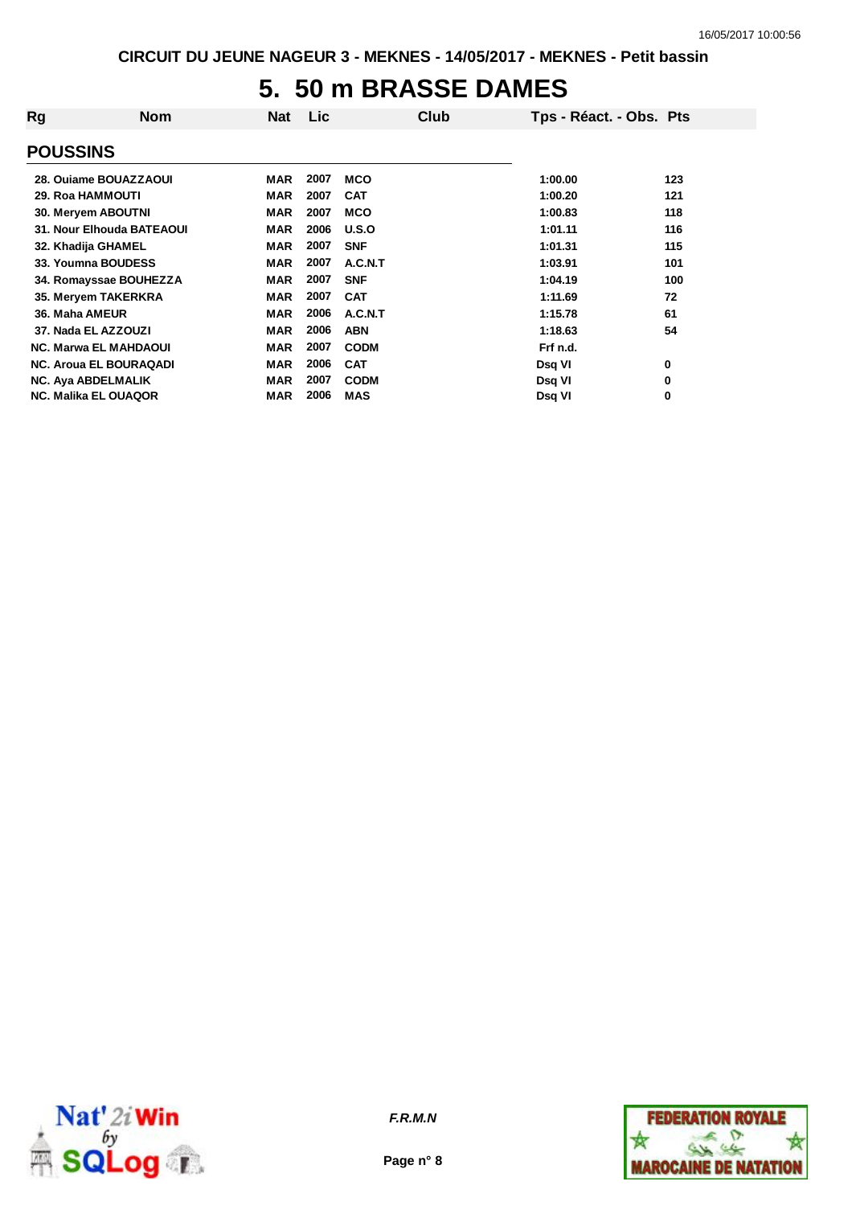CIRCUIT DU JEUNE NAGEUR 3 - MEKNES - 14/05/2017 - MEKNES - Petit bassin

# 5. 50 m BRASSE DAMES

| Rg | Nom | Nat | Lic | Club | Tps - Réact. - Obs. | Pts |
|---|---|---|---|---|---|---|
| **POUSSINS** | | | | | | |
| 28. | Ouiame BOUAZZAOUI | MAR | 2007 | MCO | 1:00.00 | 123 |
| 29. | Roa HAMMOUTI | MAR | 2007 | CAT | 1:00.20 | 121 |
| 30. | Meryem ABOUTNI | MAR | 2007 | MCO | 1:00.83 | 118 |
| 31. | Nour Elhouda BATEAOUI | MAR | 2006 | U.S.O | 1:01.11 | 116 |
| 32. | Khadija GHAMEL | MAR | 2007 | SNF | 1:01.31 | 115 |
| 33. | Youmna BOUDESS | MAR | 2007 | A.C.N.T | 1:03.91 | 101 |
| 34. | Romayssae BOUHEZZA | MAR | 2007 | SNF | 1:04.19 | 100 |
| 35. | Meryem TAKERKRA | MAR | 2007 | CAT | 1:11.69 | 72 |
| 36. | Maha AMEUR | MAR | 2006 | A.C.N.T | 1:15.78 | 61 |
| 37. | Nada EL AZZOUZI | MAR | 2006 | ABN | 1:18.63 | 54 |
| NC. | Marwa EL MAHDAOUI | MAR | 2007 | CODM | Frf n.d. | |
| NC. | Aroua EL BOURAQADI | MAR | 2006 | CAT | Dsq VI | 0 |
| NC. | Aya ABDELMALIK | MAR | 2007 | CODM | Dsq VI | 0 |
| NC. | Malika EL OUAQOR | MAR | 2006 | MAS | Dsq VI | 0 |

*F.R.M.N*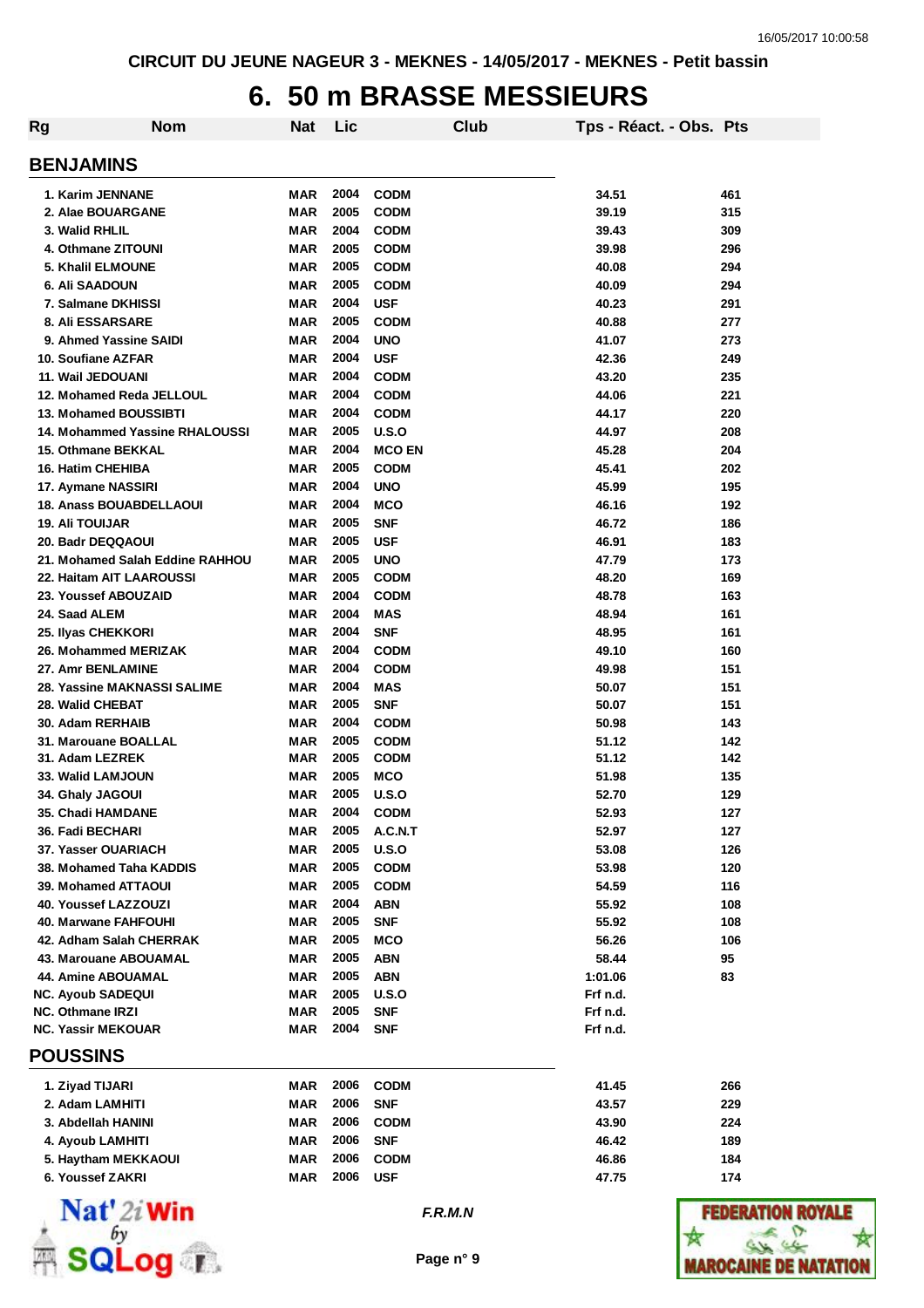CIRCUIT DU JEUNE NAGEUR 3 - MEKNES - 14/05/2017 - MEKNES - Petit bassin

# 6. 50 m BRASSE MESSIEURS

## BENJAMINS

| Rg | Nom | Nat | Lic | Club | Tps - Réact. - Obs. | Pts |
|---|---|---|---|---|---|---|
| 1. | Karim JENNANE | MAR | 2004 | CODM | 34.51 | 461 |
| 2. | Alae BOUARGANE | MAR | 2005 | CODM | 39.19 | 315 |
| 3. | Walid RHLIL | MAR | 2004 | CODM | 39.43 | 309 |
| 4. | Othmane ZITOUNI | MAR | 2005 | CODM | 39.98 | 296 |
| 5. | Khalil ELMOUNE | MAR | 2005 | CODM | 40.08 | 294 |
| 6. | Ali SAADOUN | MAR | 2005 | CODM | 40.09 | 294 |
| 7. | Salmane DKHISSI | MAR | 2004 | USF | 40.23 | 291 |
| 8. | Ali ESSARSARE | MAR | 2005 | CODM | 40.88 | 277 |
| 9. | Ahmed Yassine SAIDI | MAR | 2004 | UNO | 41.07 | 273 |
| 10. | Soufiane AZFAR | MAR | 2004 | USF | 42.36 | 249 |
| 11. | Wail JEDOUANI | MAR | 2004 | CODM | 43.20 | 235 |
| 12. | Mohamed Reda JELLOUL | MAR | 2004 | CODM | 44.06 | 221 |
| 13. | Mohamed BOUSSIBTI | MAR | 2004 | CODM | 44.17 | 220 |
| 14. | Mohammed Yassine RHALOUSSI | MAR | 2005 | U.S.O | 44.97 | 208 |
| 15. | Othmane BEKKAL | MAR | 2004 | MCO EN | 45.28 | 204 |
| 16. | Hatim CHEHIBA | MAR | 2005 | CODM | 45.41 | 202 |
| 17. | Aymane NASSIRI | MAR | 2004 | UNO | 45.99 | 195 |
| 18. | Anass BOUABDELLAOUI | MAR | 2004 | MCO | 46.16 | 192 |
| 19. | Ali TOUIJAR | MAR | 2005 | SNF | 46.72 | 186 |
| 20. | Badr DEQQAOUI | MAR | 2005 | USF | 46.91 | 183 |
| 21. | Mohamed Salah Eddine RAHHOU | MAR | 2005 | UNO | 47.79 | 173 |
| 22. | Haitam AIT LAAROUSSI | MAR | 2005 | CODM | 48.20 | 169 |
| 23. | Youssef ABOUZAID | MAR | 2004 | CODM | 48.78 | 163 |
| 24. | Saad ALEM | MAR | 2004 | MAS | 48.94 | 161 |
| 25. | Ilyas CHEKKORI | MAR | 2004 | SNF | 48.95 | 161 |
| 26. | Mohammed MERIZAK | MAR | 2004 | CODM | 49.10 | 160 |
| 27. | Amr BENLAMINE | MAR | 2004 | CODM | 49.98 | 151 |
| 28. | Yassine MAKNASSI SALIME | MAR | 2004 | MAS | 50.07 | 151 |
| 28. | Walid CHEBAT | MAR | 2005 | SNF | 50.07 | 151 |
| 30. | Adam RERHAIB | MAR | 2004 | CODM | 50.98 | 143 |
| 31. | Marouane BOALLAL | MAR | 2005 | CODM | 51.12 | 142 |
| 31. | Adam LEZREK | MAR | 2005 | CODM | 51.12 | 142 |
| 33. | Walid LAMJOUN | MAR | 2005 | MCO | 51.98 | 135 |
| 34. | Ghaly JAGOUI | MAR | 2005 | U.S.O | 52.70 | 129 |
| 35. | Chadi HAMDANE | MAR | 2004 | CODM | 52.93 | 127 |
| 36. | Fadi BECHARI | MAR | 2005 | A.C.N.T | 52.97 | 127 |
| 37. | Yasser OUARIACH | MAR | 2005 | U.S.O | 53.08 | 126 |
| 38. | Mohamed Taha KADDIS | MAR | 2005 | CODM | 53.98 | 120 |
| 39. | Mohamed ATTAOUI | MAR | 2005 | CODM | 54.59 | 116 |
| 40. | Youssef LAZZOUZI | MAR | 2004 | ABN | 55.92 | 108 |
| 40. | Marwane FAHFOUHI | MAR | 2005 | SNF | 55.92 | 108 |
| 42. | Adham Salah CHERRAK | MAR | 2005 | MCO | 56.26 | 106 |
| 43. | Marouane ABOUAMAL | MAR | 2005 | ABN | 58.44 | 95 |
| 44. | Amine ABOUAMAL | MAR | 2005 | ABN | 1:01.06 | 83 |
| NC. | Ayoub SADEQUI | MAR | 2005 | U.S.O | Frf n.d. | |
| NC. | Othmane IRZI | MAR | 2005 | SNF | Frf n.d. | |
| NC. | Yassir MEKOUAR | MAR | 2004 | SNF | Frf n.d. | |

## POUSSINS

| Rg | Nom | Nat | Lic | Club | Tps - Réact. - Obs. | Pts |
|---|---|---|---|---|---|---|
| 1. | Ziyad TIJARI | MAR | 2006 | CODM | 41.45 | 266 |
| 2. | Adam LAMHITI | MAR | 2006 | SNF | 43.57 | 229 |
| 3. | Abdellah HANINI | MAR | 2006 | CODM | 43.90 | 224 |
| 4. | Ayoub LAMHITI | MAR | 2006 | SNF | 46.42 | 189 |
| 5. | Haytham MEKKAOUI | MAR | 2006 | CODM | 46.86 | 184 |
| 6. | Youssef ZAKRI | MAR | 2006 | USF | 47.75 | 174 |

*F.R.M.N*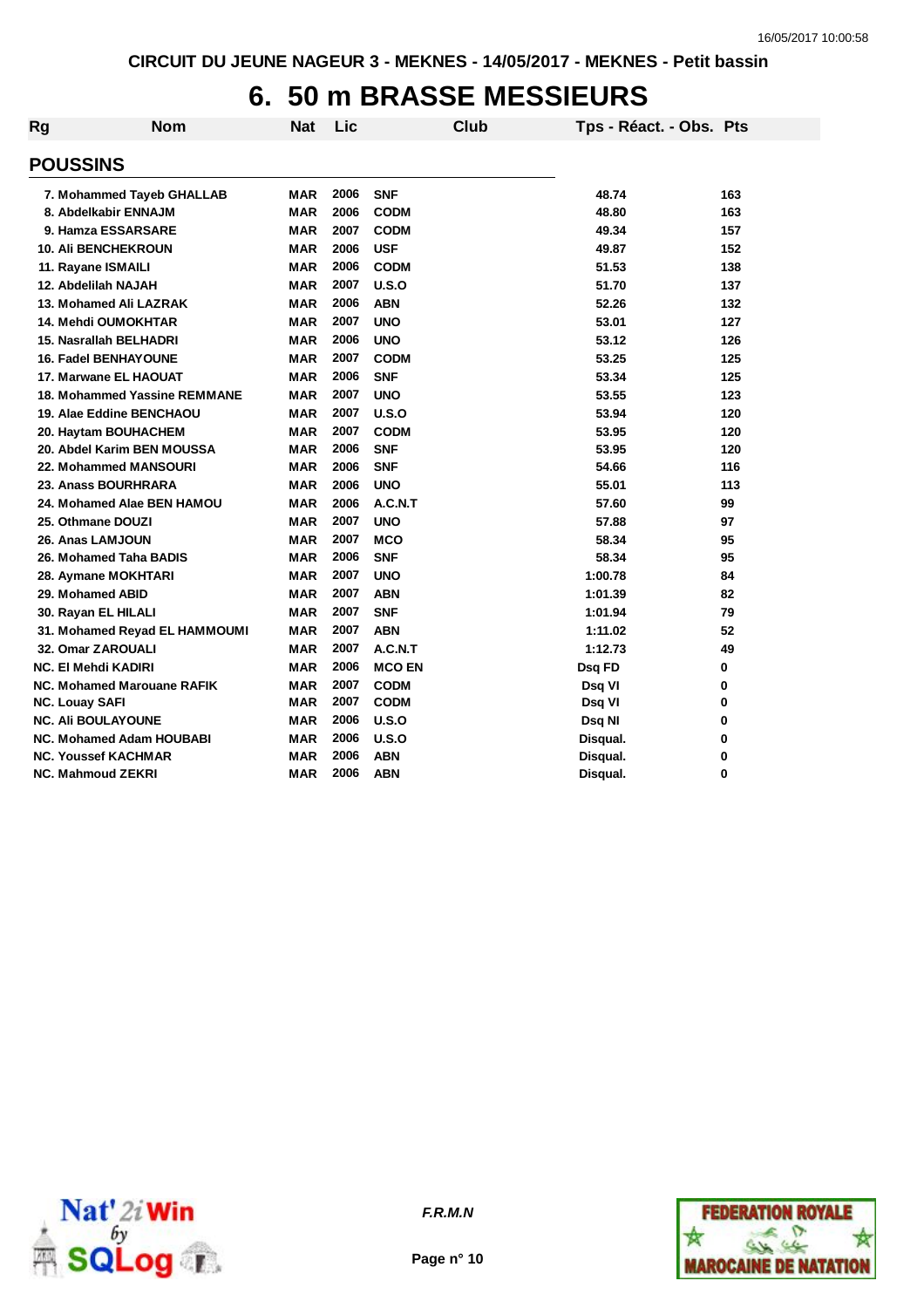CIRCUIT DU JEUNE NAGEUR 3 - MEKNES - 14/05/2017 - MEKNES - Petit bassin

# 6. 50 m BRASSE MESSIEURS

## POUSSINS

| Rg | Nom | Nat | Lic | Club | Tps - Réact. - Obs. | Pts |
|---|---|---|---|---|---|---|
| 7. | Mohammed Tayeb GHALLAB | MAR | 2006 | SNF | 48.74 | 163 |
| 8. | Abdelkabir ENNAJM | MAR | 2006 | CODM | 48.80 | 163 |
| 9. | Hamza ESSARSARE | MAR | 2007 | CODM | 49.34 | 157 |
| 10. | Ali BENCHEKROUN | MAR | 2006 | USF | 49.87 | 152 |
| 11. | Rayane ISMAILI | MAR | 2006 | CODM | 51.53 | 138 |
| 12. | Abdelilah NAJAH | MAR | 2007 | U.S.O | 51.70 | 137 |
| 13. | Mohamed Ali LAZRAK | MAR | 2006 | ABN | 52.26 | 132 |
| 14. | Mehdi OUMOKHTAR | MAR | 2007 | UNO | 53.01 | 127 |
| 15. | Nasrallah BELHADRI | MAR | 2006 | UNO | 53.12 | 126 |
| 16. | Fadel BENHAYOUNE | MAR | 2007 | CODM | 53.25 | 125 |
| 17. | Marwane EL HAOUAT | MAR | 2006 | SNF | 53.34 | 125 |
| 18. | Mohammed Yassine REMMANE | MAR | 2007 | UNO | 53.55 | 123 |
| 19. | Alae Eddine BENCHAOU | MAR | 2007 | U.S.O | 53.94 | 120 |
| 20. | Haytam BOUHACHEM | MAR | 2007 | CODM | 53.95 | 120 |
| 20. | Abdel Karim BEN MOUSSA | MAR | 2006 | SNF | 53.95 | 120 |
| 22. | Mohammed MANSOURI | MAR | 2006 | SNF | 54.66 | 116 |
| 23. | Anass BOURHRARA | MAR | 2006 | UNO | 55.01 | 113 |
| 24. | Mohamed Alae BEN HAMOU | MAR | 2006 | A.C.N.T | 57.60 | 99 |
| 25. | Othmane DOUZI | MAR | 2007 | UNO | 57.88 | 97 |
| 26. | Anas LAMJOUN | MAR | 2007 | MCO | 58.34 | 95 |
| 26. | Mohamed Taha BADIS | MAR | 2006 | SNF | 58.34 | 95 |
| 28. | Aymane MOKHTARI | MAR | 2007 | UNO | 1:00.78 | 84 |
| 29. | Mohamed ABID | MAR | 2007 | ABN | 1:01.39 | 82 |
| 30. | Rayan EL HILALI | MAR | 2007 | SNF | 1:01.94 | 79 |
| 31. | Mohamed Reyad EL HAMMOUMI | MAR | 2007 | ABN | 1:11.02 | 52 |
| 32. | Omar ZAROUALI | MAR | 2007 | A.C.N.T | 1:12.73 | 49 |
| NC. | El Mehdi KADIRI | MAR | 2006 | MCO EN | Dsq FD | 0 |
| NC. | Mohamed Marouane RAFIK | MAR | 2007 | CODM | Dsq VI | 0 |
| NC. | Louay SAFI | MAR | 2007 | CODM | Dsq VI | 0 |
| NC. | Ali BOULAYOUNE | MAR | 2006 | U.S.O | Dsq NI | 0 |
| NC. | Mohamed Adam HOUBABI | MAR | 2006 | U.S.O | Disqual. | 0 |
| NC. | Youssef KACHMAR | MAR | 2006 | ABN | Disqual. | 0 |
| NC. | Mahmoud ZEKRI | MAR | 2006 | ABN | Disqual. | 0 |

*F.R.M.N*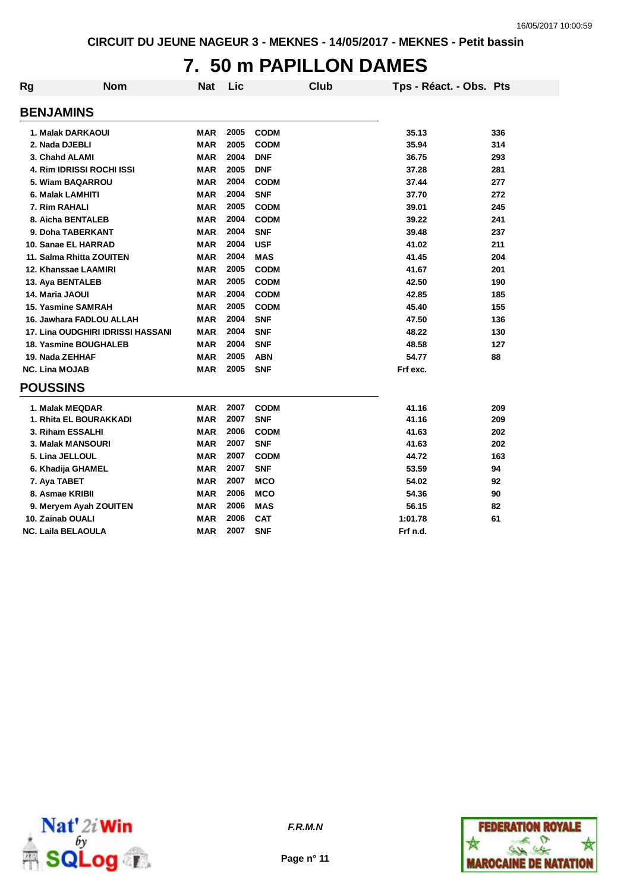CIRCUIT DU JEUNE NAGEUR 3 - MEKNES - 14/05/2017 - MEKNES - Petit bassin

# 7. 50 m PAPILLON DAMES

| Rg | Nom | Nat | Lic | Club | Tps - Réact. - Obs. | Pts |
|---|---|---|---|---|---|---|

## BENJAMINS

| Rg | Nom | Nat | Lic | Club | Tps - Réact. - Obs. | Pts |
|---|---|---|---|---|---|---|
| 1. | Malak DARKAOUI | MAR | 2005 | CODM | 35.13 | 336 |
| 2. | Nada DJEBLI | MAR | 2005 | CODM | 35.94 | 314 |
| 3. | Chahd ALAMI | MAR | 2004 | DNF | 36.75 | 293 |
| 4. | Rim IDRISSI ROCHI ISSI | MAR | 2005 | DNF | 37.28 | 281 |
| 5. | Wiam BAQARROU | MAR | 2004 | CODM | 37.44 | 277 |
| 6. | Malak LAMHITI | MAR | 2004 | SNF | 37.70 | 272 |
| 7. | Rim RAHALI | MAR | 2005 | CODM | 39.01 | 245 |
| 8. | Aicha BENTALEB | MAR | 2004 | CODM | 39.22 | 241 |
| 9. | Doha TABERKANT | MAR | 2004 | SNF | 39.48 | 237 |
| 10. | Sanae EL HARRAD | MAR | 2004 | USF | 41.02 | 211 |
| 11. | Salma Rhitta ZOUITEN | MAR | 2004 | MAS | 41.45 | 204 |
| 12. | Khanssae LAAMIRI | MAR | 2005 | CODM | 41.67 | 201 |
| 13. | Aya BENTALEB | MAR | 2005 | CODM | 42.50 | 190 |
| 14. | Maria JAOUI | MAR | 2004 | CODM | 42.85 | 185 |
| 15. | Yasmine SAMRAH | MAR | 2005 | CODM | 45.40 | 155 |
| 16. | Jawhara FADLOU ALLAH | MAR | 2004 | SNF | 47.50 | 136 |
| 17. | Lina OUDGHIRI IDRISSI HASSANI | MAR | 2004 | SNF | 48.22 | 130 |
| 18. | Yasmine BOUGHALEB | MAR | 2004 | SNF | 48.58 | 127 |
| 19. | Nada ZEHHAF | MAR | 2005 | ABN | 54.77 | 88 |
| NC. | Lina MOJAB | MAR | 2005 | SNF | Frf exc. | |

## POUSSINS

| Rg | Nom | Nat | Lic | Club | Tps - Réact. - Obs. | Pts |
|---|---|---|---|---|---|---|
| 1. | Malak MEQDAR | MAR | 2007 | CODM | 41.16 | 209 |
| 1. | Rhita EL BOURAKKADI | MAR | 2007 | SNF | 41.16 | 209 |
| 3. | Riham ESSALHI | MAR | 2006 | CODM | 41.63 | 202 |
| 3. | Malak MANSOURI | MAR | 2007 | SNF | 41.63 | 202 |
| 5. | Lina JELLOUL | MAR | 2007 | CODM | 44.72 | 163 |
| 6. | Khadija GHAMEL | MAR | 2007 | SNF | 53.59 | 94 |
| 7. | Aya TABET | MAR | 2007 | MCO | 54.02 | 92 |
| 8. | Asmae KRIBII | MAR | 2006 | MCO | 54.36 | 90 |
| 9. | Meryem Ayah ZOUITEN | MAR | 2006 | MAS | 56.15 | 82 |
| 10. | Zainab OUALI | MAR | 2006 | CAT | 1:01.78 | 61 |
| NC. | Laila BELAOULA | MAR | 2007 | SNF | Frf n.d. | |

*F.R.M.N*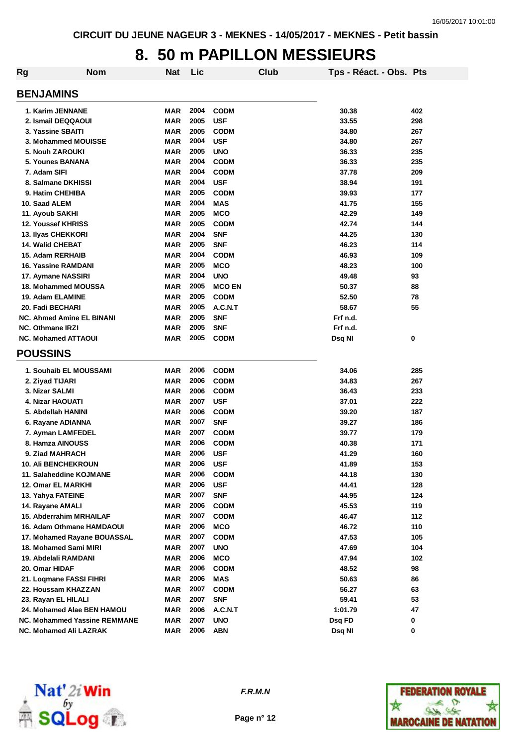CIRCUIT DU JEUNE NAGEUR 3 - MEKNES - 14/05/2017 - MEKNES - Petit bassin

# 8. 50 m PAPILLON MESSIEURS

| Rg | Nom | Nat | Lic | Club | Tps - Réact. - Obs. | Pts |
|---|---|---|---|---|---|---|
| **BENJAMINS** | | | | | | |
| 1. | Karim JENNANE | MAR | 2004 | CODM | 30.38 | 402 |
| 2. | Ismail DEQQAOUI | MAR | 2005 | USF | 33.55 | 298 |
| 3. | Yassine SBAITI | MAR | 2005 | CODM | 34.80 | 267 |
| 3. | Mohammed MOUISSE | MAR | 2004 | USF | 34.80 | 267 |
| 5. | Nouh ZAROUKI | MAR | 2005 | UNO | 36.33 | 235 |
| 5. | Younes BANANA | MAR | 2004 | CODM | 36.33 | 235 |
| 7. | Adam SIFI | MAR | 2004 | CODM | 37.78 | 209 |
| 8. | Salmane DKHISSI | MAR | 2004 | USF | 38.94 | 191 |
| 9. | Hatim CHEHIBA | MAR | 2005 | CODM | 39.93 | 177 |
| 10. | Saad ALEM | MAR | 2004 | MAS | 41.75 | 155 |
| 11. | Ayoub SAKHI | MAR | 2005 | MCO | 42.29 | 149 |
| 12. | Youssef KHRISS | MAR | 2005 | CODM | 42.74 | 144 |
| 13. | Ilyas CHEKKORI | MAR | 2004 | SNF | 44.25 | 130 |
| 14. | Walid CHEBAT | MAR | 2005 | SNF | 46.23 | 114 |
| 15. | Adam RERHAIB | MAR | 2004 | CODM | 46.93 | 109 |
| 16. | Yassine RAMDANI | MAR | 2005 | MCO | 48.23 | 100 |
| 17. | Aymane NASSIRI | MAR | 2004 | UNO | 49.48 | 93 |
| 18. | Mohammed MOUSSA | MAR | 2005 | MCO EN | 50.37 | 88 |
| 19. | Adam ELAMINE | MAR | 2005 | CODM | 52.50 | 78 |
| 20. | Fadi BECHARI | MAR | 2005 | A.C.N.T | 58.67 | 55 |
| NC. | Ahmed Amine EL BINANI | MAR | 2005 | SNF | Frf n.d. | |
| NC. | Othmane IRZI | MAR | 2005 | SNF | Frf n.d. | |
| NC. | Mohamed ATTAOUI | MAR | 2005 | CODM | Dsq NI | 0 |
| **POUSSINS** | | | | | | |
| 1. | Souhaib EL MOUSSAMI | MAR | 2006 | CODM | 34.06 | 285 |
| 2. | Ziyad TIJARI | MAR | 2006 | CODM | 34.83 | 267 |
| 3. | Nizar SALMI | MAR | 2006 | CODM | 36.43 | 233 |
| 4. | Nizar HAOUATI | MAR | 2007 | USF | 37.01 | 222 |
| 5. | Abdellah HANINI | MAR | 2006 | CODM | 39.20 | 187 |
| 6. | Rayane ADIANNA | MAR | 2007 | SNF | 39.27 | 186 |
| 7. | Ayman LAMFEDEL | MAR | 2007 | CODM | 39.77 | 179 |
| 8. | Hamza AINOUSS | MAR | 2006 | CODM | 40.38 | 171 |
| 9. | Ziad MAHRACH | MAR | 2006 | USF | 41.29 | 160 |
| 10. | Ali BENCHEKROUN | MAR | 2006 | USF | 41.89 | 153 |
| 11. | Salaheddine KOJMANE | MAR | 2006 | CODM | 44.18 | 130 |
| 12. | Omar EL MARKHI | MAR | 2006 | USF | 44.41 | 128 |
| 13. | Yahya FATEINE | MAR | 2007 | SNF | 44.95 | 124 |
| 14. | Rayane AMALI | MAR | 2006 | CODM | 45.53 | 119 |
| 15. | Abderrahim MRHAILAF | MAR | 2007 | CODM | 46.47 | 112 |
| 16. | Adam Othmane HAMDAOUI | MAR | 2006 | MCO | 46.72 | 110 |
| 17. | Mohamed Rayane BOUASSAL | MAR | 2007 | CODM | 47.53 | 105 |
| 18. | Mohamed Sami MIRI | MAR | 2007 | UNO | 47.69 | 104 |
| 19. | Abdelali RAMDANI | MAR | 2006 | MCO | 47.94 | 102 |
| 20. | Omar HIDAF | MAR | 2006 | CODM | 48.52 | 98 |
| 21. | Loqmane FASSI FIHRI | MAR | 2006 | MAS | 50.63 | 86 |
| 22. | Houssam KHAZZAN | MAR | 2007 | CODM | 56.27 | 63 |
| 23. | Rayan EL HILALI | MAR | 2007 | SNF | 59.41 | 53 |
| 24. | Mohamed Alae BEN HAMOU | MAR | 2006 | A.C.N.T | 1:01.79 | 47 |
| NC. | Mohammed Yassine REMMANE | MAR | 2007 | UNO | Dsq FD | 0 |
| NC. | Mohamed Ali LAZRAK | MAR | 2006 | ABN | Dsq NI | 0 |

*F.R.M.N*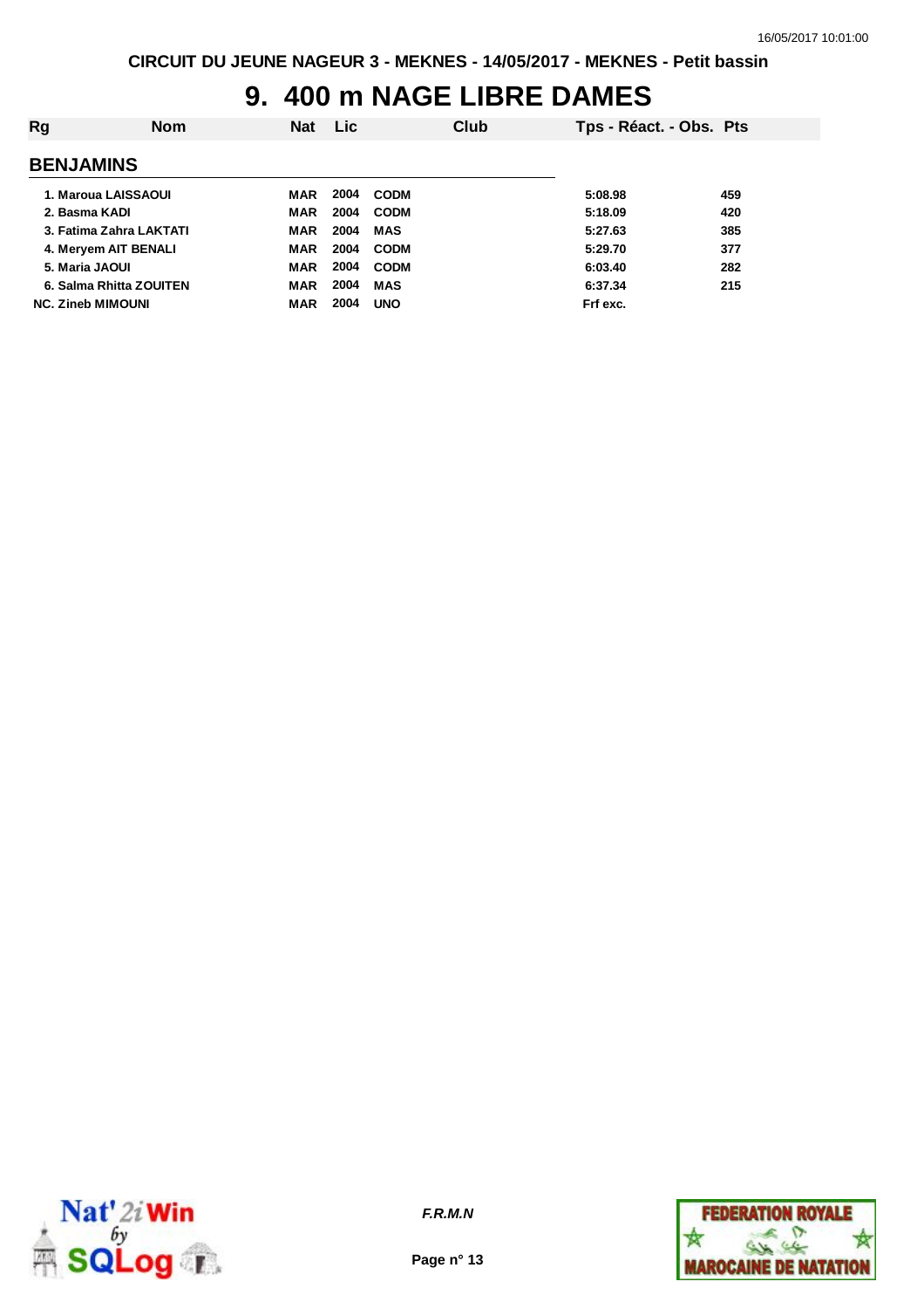CIRCUIT DU JEUNE NAGEUR 3 - MEKNES - 14/05/2017 - MEKNES - Petit bassin

# 9. 400 m NAGE LIBRE DAMES

| Rg | Nom | Nat | Lic | Club | Tps - Réact. - Obs. | Pts |
|---|---|---|---|---|---|---|
| **BENJAMINS** | | | | | | |
| 1. | Maroua LAISSAOUI | MAR | 2004 | CODM | 5:08.98 | 459 |
| 2. | Basma KADI | MAR | 2004 | CODM | 5:18.09 | 420 |
| 3. | Fatima Zahra LAKTATI | MAR | 2004 | MAS | 5:27.63 | 385 |
| 4. | Meryem AIT BENALI | MAR | 2004 | CODM | 5:29.70 | 377 |
| 5. | Maria JAOUI | MAR | 2004 | CODM | 6:03.40 | 282 |
| 6. | Salma Rhitta ZOUITEN | MAR | 2004 | MAS | 6:37.34 | 215 |
| NC. | Zineb MIMOUNI | MAR | 2004 | UNO | Frf exc. | |

*F.R.M.N*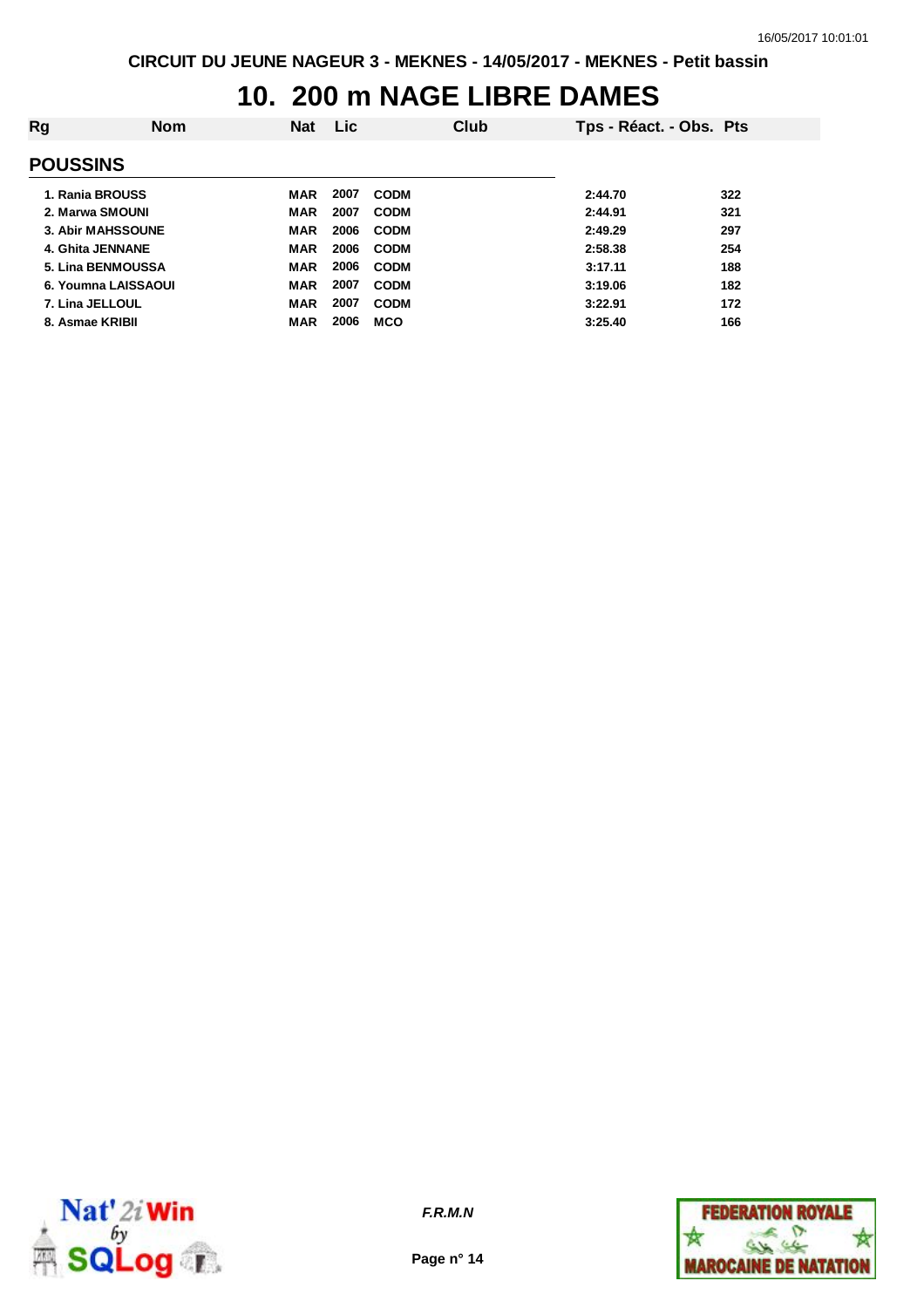CIRCUIT DU JEUNE NAGEUR 3 - MEKNES - 14/05/2017 - MEKNES - Petit bassin

# 10. 200 m NAGE LIBRE DAMES

| Rg | Nom | Nat | Lic | Club | Tps - Réact. - Obs. | Pts |
|---|---|---|---|---|---|---|
| **POUSSINS** | | | | | | |
| 1. | Rania BROUSS | MAR | 2007 | CODM | 2:44.70 | 322 |
| 2. | Marwa SMOUNI | MAR | 2007 | CODM | 2:44.91 | 321 |
| 3. | Abir MAHSSOUNE | MAR | 2006 | CODM | 2:49.29 | 297 |
| 4. | Ghita JENNANE | MAR | 2006 | CODM | 2:58.38 | 254 |
| 5. | Lina BENMOUSSA | MAR | 2006 | CODM | 3:17.11 | 188 |
| 6. | Youmna LAISSAOUI | MAR | 2007 | CODM | 3:19.06 | 182 |
| 7. | Lina JELLOUL | MAR | 2007 | CODM | 3:22.91 | 172 |
| 8. | Asmae KRIBII | MAR | 2006 | MCO | 3:25.40 | 166 |

*F.R.M.N*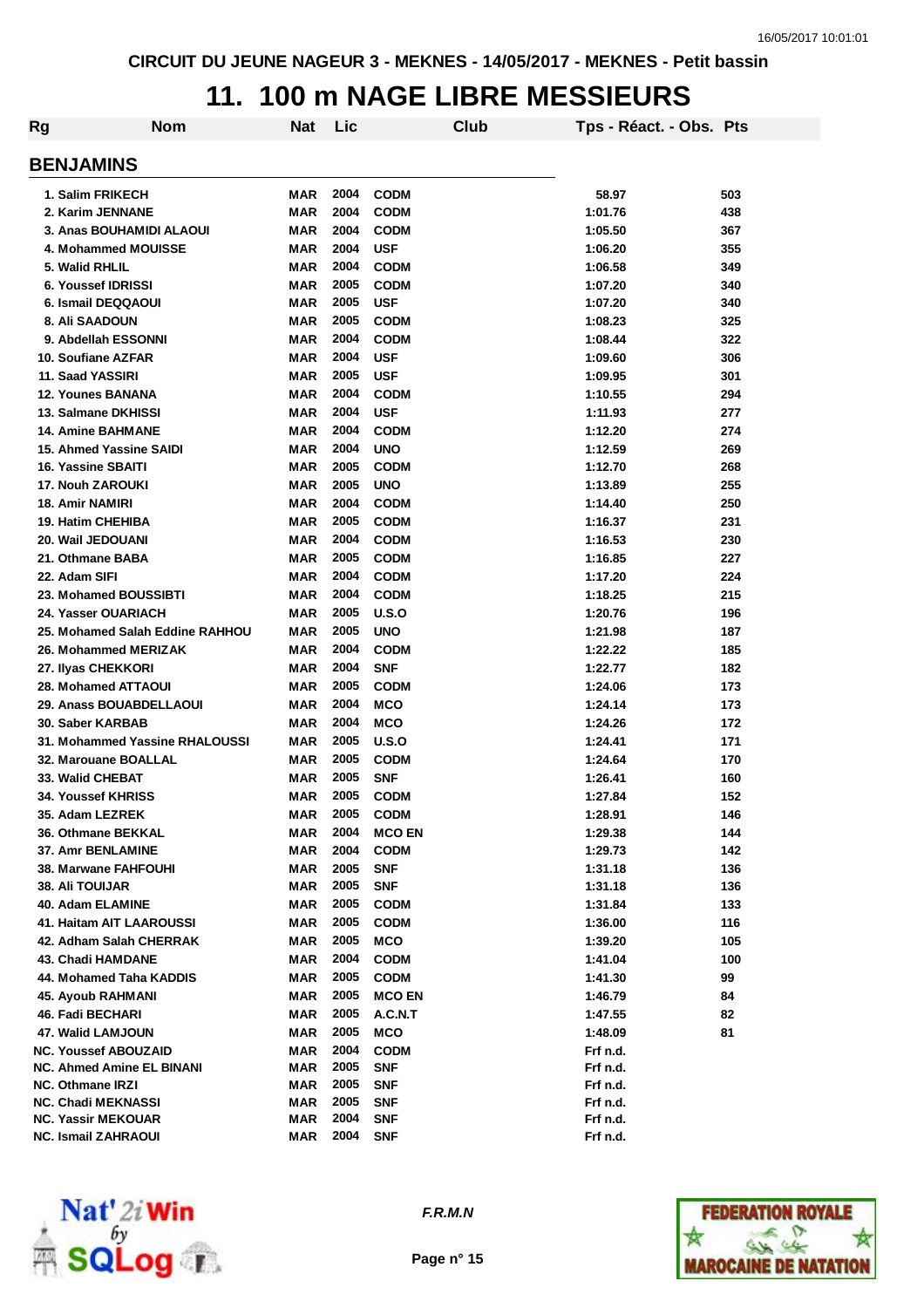CIRCUIT DU JEUNE NAGEUR 3 - MEKNES - 14/05/2017 - MEKNES - Petit bassin

# 11. 100 m NAGE LIBRE MESSIEURS

## BENJAMINS

| Rg | Nom | Nat | Lic | Club | Tps - Réact. - Obs. | Pts |
|---|---|---|---|---|---|---|
| 1. | Salim FRIKECH | MAR | 2004 | CODM | 58.97 | 503 |
| 2. | Karim JENNANE | MAR | 2004 | CODM | 1:01.76 | 438 |
| 3. | Anas BOUHAMIDI ALAOUI | MAR | 2004 | CODM | 1:05.50 | 367 |
| 4. | Mohammed MOUISSE | MAR | 2004 | USF | 1:06.20 | 355 |
| 5. | Walid RHLIL | MAR | 2004 | CODM | 1:06.58 | 349 |
| 6. | Youssef IDRISSI | MAR | 2005 | CODM | 1:07.20 | 340 |
| 6. | Ismail DEQQAOUI | MAR | 2005 | USF | 1:07.20 | 340 |
| 8. | Ali SAADOUN | MAR | 2005 | CODM | 1:08.23 | 325 |
| 9. | Abdellah ESSONNI | MAR | 2004 | CODM | 1:08.44 | 322 |
| 10. | Soufiane AZFAR | MAR | 2004 | USF | 1:09.60 | 306 |
| 11. | Saad YASSIRI | MAR | 2005 | USF | 1:09.95 | 301 |
| 12. | Younes BANANA | MAR | 2004 | CODM | 1:10.55 | 294 |
| 13. | Salmane DKHISSI | MAR | 2004 | USF | 1:11.93 | 277 |
| 14. | Amine BAHMANE | MAR | 2004 | CODM | 1:12.20 | 274 |
| 15. | Ahmed Yassine SAIDI | MAR | 2004 | UNO | 1:12.59 | 269 |
| 16. | Yassine SBAITI | MAR | 2005 | CODM | 1:12.70 | 268 |
| 17. | Nouh ZAROUKI | MAR | 2005 | UNO | 1:13.89 | 255 |
| 18. | Amir NAMIRI | MAR | 2004 | CODM | 1:14.40 | 250 |
| 19. | Hatim CHEHIBA | MAR | 2005 | CODM | 1:16.37 | 231 |
| 20. | Wail JEDOUANI | MAR | 2004 | CODM | 1:16.53 | 230 |
| 21. | Othmane BABA | MAR | 2005 | CODM | 1:16.85 | 227 |
| 22. | Adam SIFI | MAR | 2004 | CODM | 1:17.20 | 224 |
| 23. | Mohamed BOUSSIBTI | MAR | 2004 | CODM | 1:18.25 | 215 |
| 24. | Yasser OUARIACH | MAR | 2005 | U.S.O | 1:20.76 | 196 |
| 25. | Mohamed Salah Eddine RAHHOU | MAR | 2005 | UNO | 1:21.98 | 187 |
| 26. | Mohammed MERIZAK | MAR | 2004 | CODM | 1:22.22 | 185 |
| 27. | Ilyas CHEKKORI | MAR | 2004 | SNF | 1:22.77 | 182 |
| 28. | Mohamed ATTAOUI | MAR | 2005 | CODM | 1:24.06 | 173 |
| 29. | Anass BOUABDELLAOUI | MAR | 2004 | MCO | 1:24.14 | 173 |
| 30. | Saber KARBAB | MAR | 2004 | MCO | 1:24.26 | 172 |
| 31. | Mohammed Yassine RHALOUSSI | MAR | 2005 | U.S.O | 1:24.41 | 171 |
| 32. | Marouane BOALLAL | MAR | 2005 | CODM | 1:24.64 | 170 |
| 33. | Walid CHEBAT | MAR | 2005 | SNF | 1:26.41 | 160 |
| 34. | Youssef KHRISS | MAR | 2005 | CODM | 1:27.84 | 152 |
| 35. | Adam LEZREK | MAR | 2005 | CODM | 1:28.91 | 146 |
| 36. | Othmane BEKKAL | MAR | 2004 | MCO EN | 1:29.38 | 144 |
| 37. | Amr BENLAMINE | MAR | 2004 | CODM | 1:29.73 | 142 |
| 38. | Marwane FAHFOUHI | MAR | 2005 | SNF | 1:31.18 | 136 |
| 38. | Ali TOUIJAR | MAR | 2005 | SNF | 1:31.18 | 136 |
| 40. | Adam ELAMINE | MAR | 2005 | CODM | 1:31.84 | 133 |
| 41. | Haitam AIT LAAROUSSI | MAR | 2005 | CODM | 1:36.00 | 116 |
| 42. | Adham Salah CHERRAK | MAR | 2005 | MCO | 1:39.20 | 105 |
| 43. | Chadi HAMDANE | MAR | 2004 | CODM | 1:41.04 | 100 |
| 44. | Mohamed Taha KADDIS | MAR | 2005 | CODM | 1:41.30 | 99 |
| 45. | Ayoub RAHMANI | MAR | 2005 | MCO EN | 1:46.79 | 84 |
| 46. | Fadi BECHARI | MAR | 2005 | A.C.N.T | 1:47.55 | 82 |
| 47. | Walid LAMJOUN | MAR | 2005 | MCO | 1:48.09 | 81 |
| NC. | Youssef ABOUZAID | MAR | 2004 | CODM | Frf n.d. | |
| NC. | Ahmed Amine EL BINANI | MAR | 2005 | SNF | Frf n.d. | |
| NC. | Othmane IRZI | MAR | 2005 | SNF | Frf n.d. | |
| NC. | Chadi MEKNASSI | MAR | 2005 | SNF | Frf n.d. | |
| NC. | Yassir MEKOUAR | MAR | 2004 | SNF | Frf n.d. | |
| NC. | Ismail ZAHRAOUI | MAR | 2004 | SNF | Frf n.d. | |

*F.R.M.N*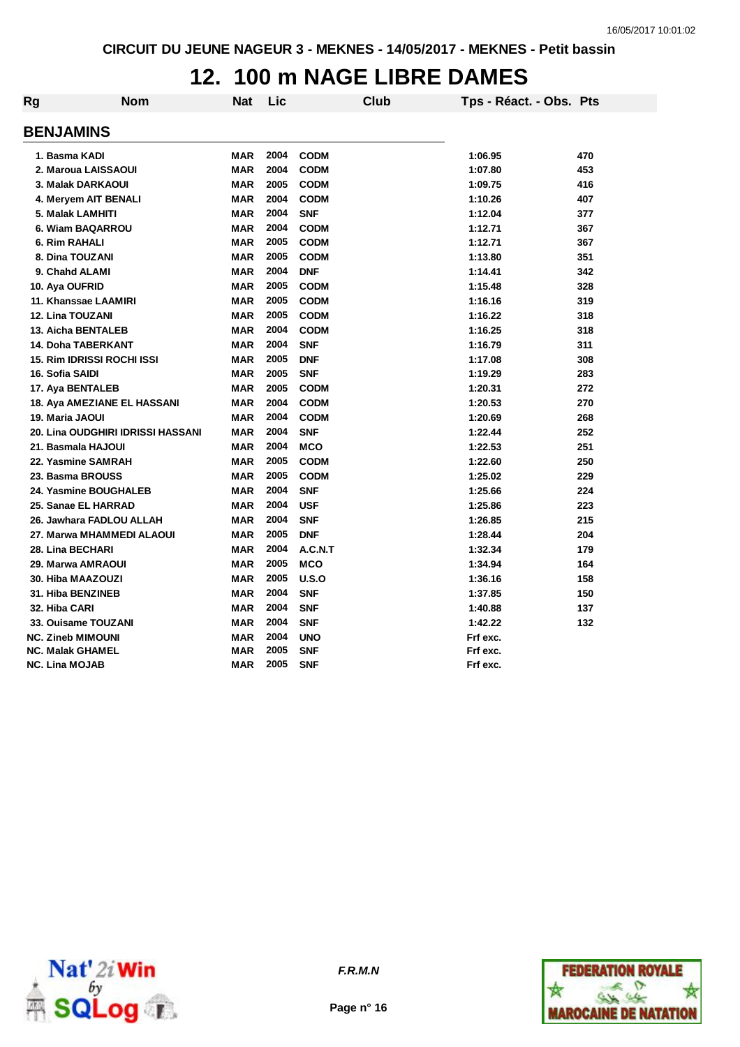CIRCUIT DU JEUNE NAGEUR 3 - MEKNES - 14/05/2017 - MEKNES - Petit bassin

# 12. 100 m NAGE LIBRE DAMES

## BENJAMINS

| Rg | Nom | Nat | Lic | Club | Tps - Réact. - Obs. | Pts |
|---|---|---|---|---|---|---|
| 1. | Basma KADI | MAR | 2004 | CODM | 1:06.95 | 470 |
| 2. | Maroua LAISSAOUI | MAR | 2004 | CODM | 1:07.80 | 453 |
| 3. | Malak DARKAOUI | MAR | 2005 | CODM | 1:09.75 | 416 |
| 4. | Meryem AIT BENALI | MAR | 2004 | CODM | 1:10.26 | 407 |
| 5. | Malak LAMHITI | MAR | 2004 | SNF | 1:12.04 | 377 |
| 6. | Wiam BAQARROU | MAR | 2004 | CODM | 1:12.71 | 367 |
| 6. | Rim RAHALI | MAR | 2005 | CODM | 1:12.71 | 367 |
| 8. | Dina TOUZANI | MAR | 2005 | CODM | 1:13.80 | 351 |
| 9. | Chahd ALAMI | MAR | 2004 | DNF | 1:14.41 | 342 |
| 10. | Aya OUFRID | MAR | 2005 | CODM | 1:15.48 | 328 |
| 11. | Khanssae LAAMIRI | MAR | 2005 | CODM | 1:16.16 | 319 |
| 12. | Lina TOUZANI | MAR | 2005 | CODM | 1:16.22 | 318 |
| 13. | Aicha BENTALEB | MAR | 2004 | CODM | 1:16.25 | 318 |
| 14. | Doha TABERKANT | MAR | 2004 | SNF | 1:16.79 | 311 |
| 15. | Rim IDRISSI ROCHI ISSI | MAR | 2005 | DNF | 1:17.08 | 308 |
| 16. | Sofia SAIDI | MAR | 2005 | SNF | 1:19.29 | 283 |
| 17. | Aya BENTALEB | MAR | 2005 | CODM | 1:20.31 | 272 |
| 18. | Aya AMEZIANE EL HASSANI | MAR | 2004 | CODM | 1:20.53 | 270 |
| 19. | Maria JAOUI | MAR | 2004 | CODM | 1:20.69 | 268 |
| 20. | Lina OUDGHIRI IDRISSI HASSANI | MAR | 2004 | SNF | 1:22.44 | 252 |
| 21. | Basmala HAJOUI | MAR | 2004 | MCO | 1:22.53 | 251 |
| 22. | Yasmine SAMRAH | MAR | 2005 | CODM | 1:22.60 | 250 |
| 23. | Basma BROUSS | MAR | 2005 | CODM | 1:25.02 | 229 |
| 24. | Yasmine BOUGHALEB | MAR | 2004 | SNF | 1:25.66 | 224 |
| 25. | Sanae EL HARRAD | MAR | 2004 | USF | 1:25.86 | 223 |
| 26. | Jawhara FADLOU ALLAH | MAR | 2004 | SNF | 1:26.85 | 215 |
| 27. | Marwa MHAMMEDI ALAOUI | MAR | 2005 | DNF | 1:28.44 | 204 |
| 28. | Lina BECHARI | MAR | 2004 | A.C.N.T | 1:32.34 | 179 |
| 29. | Marwa AMRAOUI | MAR | 2005 | MCO | 1:34.94 | 164 |
| 30. | Hiba MAAZOUZI | MAR | 2005 | U.S.O | 1:36.16 | 158 |
| 31. | Hiba BENZINEB | MAR | 2004 | SNF | 1:37.85 | 150 |
| 32. | Hiba CARI | MAR | 2004 | SNF | 1:40.88 | 137 |
| 33. | Ouisame TOUZANI | MAR | 2004 | SNF | 1:42.22 | 132 |
| NC. | Zineb MIMOUNI | MAR | 2004 | UNO | Frf exc. | |
| NC. | Malak GHAMEL | MAR | 2005 | SNF | Frf exc. | |
| NC. | Lina MOJAB | MAR | 2005 | SNF | Frf exc. | |

*F.R.M.N*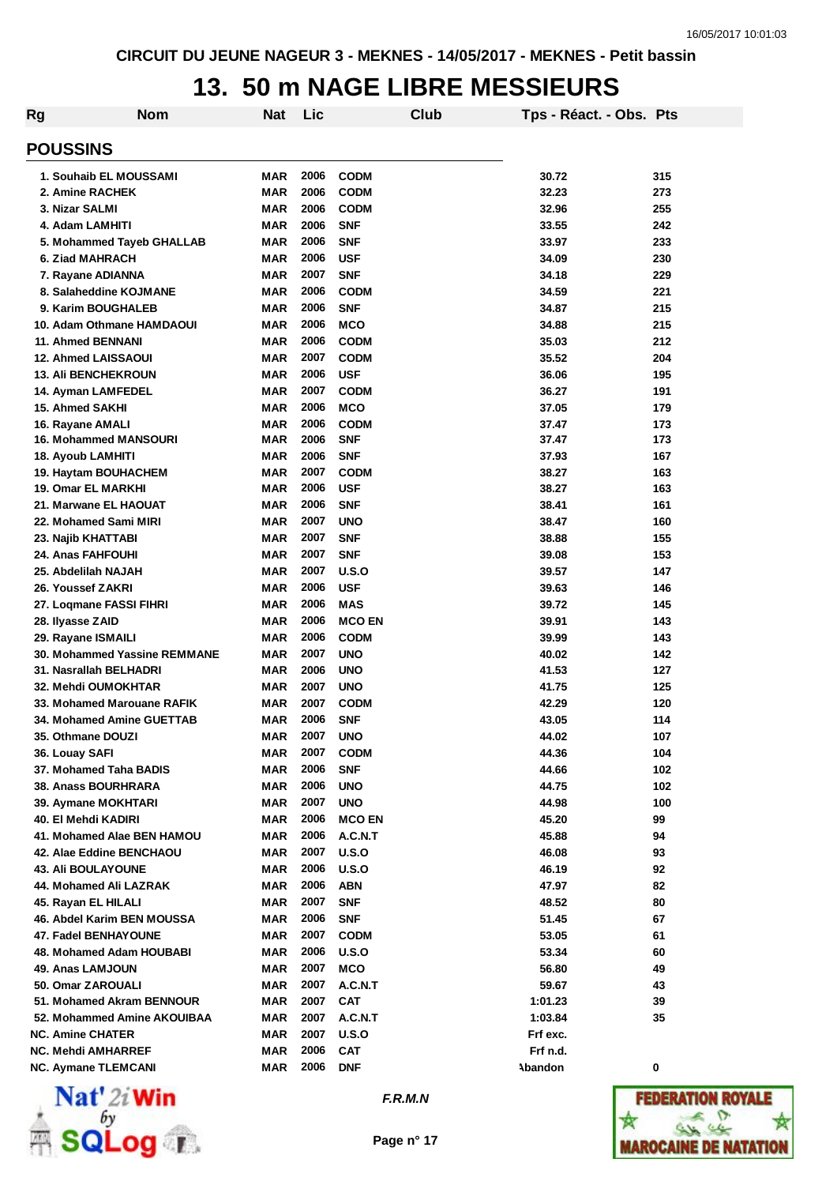# 13. 50 m NAGE LIBRE MESSIEURS

## POUSSINS

| Rg | Nom | Nat | Lic | Club | Tps - Réact. - Obs. | Pts |
|---|---|---|---|---|---|---|
| 1. | Souhaib EL MOUSSAMI | MAR | 2006 | CODM | 30.72 | 315 |
| 2. | Amine RACHEK | MAR | 2006 | CODM | 32.23 | 273 |
| 3. | Nizar SALMI | MAR | 2006 | CODM | 32.96 | 255 |
| 4. | Adam LAMHITI | MAR | 2006 | SNF | 33.55 | 242 |
| 5. | Mohammed Tayeb GHALLAB | MAR | 2006 | SNF | 33.97 | 233 |
| 6. | Ziad MAHRACH | MAR | 2006 | USF | 34.09 | 230 |
| 7. | Rayane ADIANNA | MAR | 2007 | SNF | 34.18 | 229 |
| 8. | Salaheddine KOJMANE | MAR | 2006 | CODM | 34.59 | 221 |
| 9. | Karim BOUGHALEB | MAR | 2006 | SNF | 34.87 | 215 |
| 10. | Adam Othmane HAMDAOUI | MAR | 2006 | MCO | 34.88 | 215 |
| 11. | Ahmed BENNANI | MAR | 2006 | CODM | 35.03 | 212 |
| 12. | Ahmed LAISSAOUI | MAR | 2007 | CODM | 35.52 | 204 |
| 13. | Ali BENCHEKROUN | MAR | 2006 | USF | 36.06 | 195 |
| 14. | Ayman LAMFEDEL | MAR | 2007 | CODM | 36.27 | 191 |
| 15. | Ahmed SAKHI | MAR | 2006 | MCO | 37.05 | 179 |
| 16. | Rayane AMALI | MAR | 2006 | CODM | 37.47 | 173 |
| 16. | Mohammed MANSOURI | MAR | 2006 | SNF | 37.47 | 173 |
| 18. | Ayoub LAMHITI | MAR | 2006 | SNF | 37.93 | 167 |
| 19. | Haytam BOUHACHEM | MAR | 2007 | CODM | 38.27 | 163 |
| 19. | Omar EL MARKHI | MAR | 2006 | USF | 38.27 | 163 |
| 21. | Marwane EL HAOUAT | MAR | 2006 | SNF | 38.41 | 161 |
| 22. | Mohamed Sami MIRI | MAR | 2007 | UNO | 38.47 | 160 |
| 23. | Najib KHATTABI | MAR | 2007 | SNF | 38.88 | 155 |
| 24. | Anas FAHFOUHI | MAR | 2007 | SNF | 39.08 | 153 |
| 25. | Abdelilah NAJAH | MAR | 2007 | U.S.O | 39.57 | 147 |
| 26. | Youssef ZAKRI | MAR | 2006 | USF | 39.63 | 146 |
| 27. | Loqmane FASSI FIHRI | MAR | 2006 | MAS | 39.72 | 145 |
| 28. | Ilyasse ZAID | MAR | 2006 | MCO EN | 39.91 | 143 |
| 29. | Rayane ISMAILI | MAR | 2006 | CODM | 39.99 | 143 |
| 30. | Mohammed Yassine REMMANE | MAR | 2007 | UNO | 40.02 | 142 |
| 31. | Nasrallah BELHADRI | MAR | 2006 | UNO | 41.53 | 127 |
| 32. | Mehdi OUMOKHTAR | MAR | 2007 | UNO | 41.75 | 125 |
| 33. | Mohamed Marouane RAFIK | MAR | 2007 | CODM | 42.29 | 120 |
| 34. | Mohamed Amine GUETTAB | MAR | 2006 | SNF | 43.05 | 114 |
| 35. | Othmane DOUZI | MAR | 2007 | UNO | 44.02 | 107 |
| 36. | Louay SAFI | MAR | 2007 | CODM | 44.36 | 104 |
| 37. | Mohamed Taha BADIS | MAR | 2006 | SNF | 44.66 | 102 |
| 38. | Anass BOURHRARA | MAR | 2006 | UNO | 44.75 | 102 |
| 39. | Aymane MOKHTARI | MAR | 2007 | UNO | 44.98 | 100 |
| 40. | El Mehdi KADIRI | MAR | 2006 | MCO EN | 45.20 | 99 |
| 41. | Mohamed Alae BEN HAMOU | MAR | 2006 | A.C.N.T | 45.88 | 94 |
| 42. | Alae Eddine BENCHAOU | MAR | 2007 | U.S.O | 46.08 | 93 |
| 43. | Ali BOULAYOUNE | MAR | 2006 | U.S.O | 46.19 | 92 |
| 44. | Mohamed Ali LAZRAK | MAR | 2006 | ABN | 47.97 | 82 |
| 45. | Rayan EL HILALI | MAR | 2007 | SNF | 48.52 | 80 |
| 46. | Abdel Karim BEN MOUSSA | MAR | 2006 | SNF | 51.45 | 67 |
| 47. | Fadel BENHAYOUNE | MAR | 2007 | CODM | 53.05 | 61 |
| 48. | Mohamed Adam HOUBABI | MAR | 2006 | U.S.O | 53.34 | 60 |
| 49. | Anas LAMJOUN | MAR | 2007 | MCO | 56.80 | 49 |
| 50. | Omar ZAROUALI | MAR | 2007 | A.C.N.T | 59.67 | 43 |
| 51. | Mohamed Akram BENNOUR | MAR | 2007 | CAT | 1:01.23 | 39 |
| 52. | Mohammed Amine AKOUIBAA | MAR | 2007 | A.C.N.T | 1:03.84 | 35 |
| NC. | Amine CHATER | MAR | 2007 | U.S.O | Frf exc. | |
| NC. | Mehdi AMHARREF | MAR | 2006 | CAT | Frf n.d. | |
| NC. | Aymane TLEMCANI | MAR | 2006 | DNF | Abandon | 0 |

F.R.M.N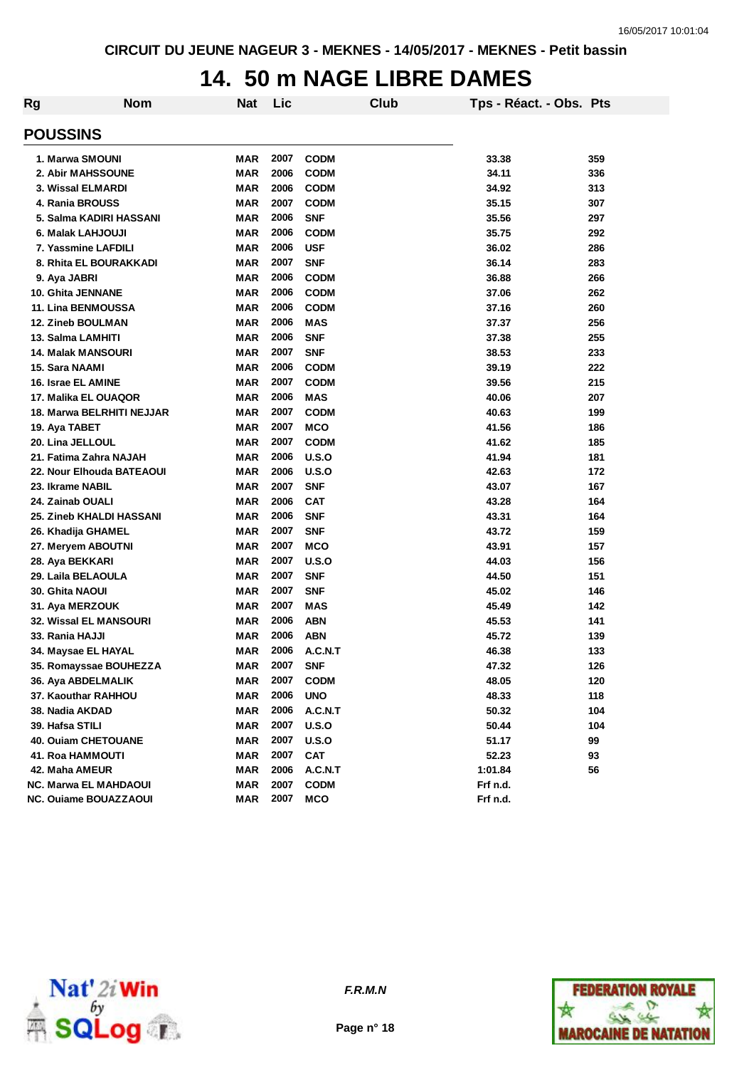# 14. 50 m NAGE LIBRE DAMES

## POUSSINS

| Rg | Nom | Nat | Lic | Club | Tps - Réact. - Obs. | Pts |
|---|---|---|---|---|---|---|
| 1. | Marwa SMOUNI | MAR | 2007 | CODM | 33.38 | 359 |
| 2. | Abir MAHSSOUNE | MAR | 2006 | CODM | 34.11 | 336 |
| 3. | Wissal ELMARDI | MAR | 2006 | CODM | 34.92 | 313 |
| 4. | Rania BROUSS | MAR | 2007 | CODM | 35.15 | 307 |
| 5. | Salma KADIRI HASSANI | MAR | 2006 | SNF | 35.56 | 297 |
| 6. | Malak LAHJOUJI | MAR | 2006 | CODM | 35.75 | 292 |
| 7. | Yassmine LAFDILI | MAR | 2006 | USF | 36.02 | 286 |
| 8. | Rhita EL BOURAKKADI | MAR | 2007 | SNF | 36.14 | 283 |
| 9. | Aya JABRI | MAR | 2006 | CODM | 36.88 | 266 |
| 10. | Ghita JENNANE | MAR | 2006 | CODM | 37.06 | 262 |
| 11. | Lina BENMOUSSA | MAR | 2006 | CODM | 37.16 | 260 |
| 12. | Zineb BOULMAN | MAR | 2006 | MAS | 37.37 | 256 |
| 13. | Salma LAMHITI | MAR | 2006 | SNF | 37.38 | 255 |
| 14. | Malak MANSOURI | MAR | 2007 | SNF | 38.53 | 233 |
| 15. | Sara NAAMI | MAR | 2006 | CODM | 39.19 | 222 |
| 16. | Israe EL AMINE | MAR | 2007 | CODM | 39.56 | 215 |
| 17. | Malika EL OUAQOR | MAR | 2006 | MAS | 40.06 | 207 |
| 18. | Marwa BELRHITI NEJJAR | MAR | 2007 | CODM | 40.63 | 199 |
| 19. | Aya TABET | MAR | 2007 | MCO | 41.56 | 186 |
| 20. | Lina JELLOUL | MAR | 2007 | CODM | 41.62 | 185 |
| 21. | Fatima Zahra NAJAH | MAR | 2006 | U.S.O | 41.94 | 181 |
| 22. | Nour Elhouda BATEAOUI | MAR | 2006 | U.S.O | 42.63 | 172 |
| 23. | Ikrame NABIL | MAR | 2007 | SNF | 43.07 | 167 |
| 24. | Zainab OUALI | MAR | 2006 | CAT | 43.28 | 164 |
| 25. | Zineb KHALDI HASSANI | MAR | 2006 | SNF | 43.31 | 164 |
| 26. | Khadija GHAMEL | MAR | 2007 | SNF | 43.72 | 159 |
| 27. | Meryem ABOUTNI | MAR | 2007 | MCO | 43.91 | 157 |
| 28. | Aya BEKKARI | MAR | 2007 | U.S.O | 44.03 | 156 |
| 29. | Laila BELAOULA | MAR | 2007 | SNF | 44.50 | 151 |
| 30. | Ghita NAOUI | MAR | 2007 | SNF | 45.02 | 146 |
| 31. | Aya MERZOUK | MAR | 2007 | MAS | 45.49 | 142 |
| 32. | Wissal EL MANSOURI | MAR | 2006 | ABN | 45.53 | 141 |
| 33. | Rania HAJJI | MAR | 2006 | ABN | 45.72 | 139 |
| 34. | Maysae EL HAYAL | MAR | 2006 | A.C.N.T | 46.38 | 133 |
| 35. | Romayssae BOUHEZZA | MAR | 2007 | SNF | 47.32 | 126 |
| 36. | Aya ABDELMALIK | MAR | 2007 | CODM | 48.05 | 120 |
| 37. | Kaouthar RAHHOU | MAR | 2006 | UNO | 48.33 | 118 |
| 38. | Nadia AKDAD | MAR | 2006 | A.C.N.T | 50.32 | 104 |
| 39. | Hafsa STILI | MAR | 2007 | U.S.O | 50.44 | 104 |
| 40. | Ouiam CHETOUANE | MAR | 2007 | U.S.O | 51.17 | 99 |
| 41. | Roa HAMMOUTI | MAR | 2007 | CAT | 52.23 | 93 |
| 42. | Maha AMEUR | MAR | 2006 | A.C.N.T | 1:01.84 | 56 |
| NC. | Marwa EL MAHDAOUI | MAR | 2007 | CODM | Frf n.d. | |
| NC. | Ouiame BOUZZAOUI | MAR | 2007 | MCO | Frf n.d. | |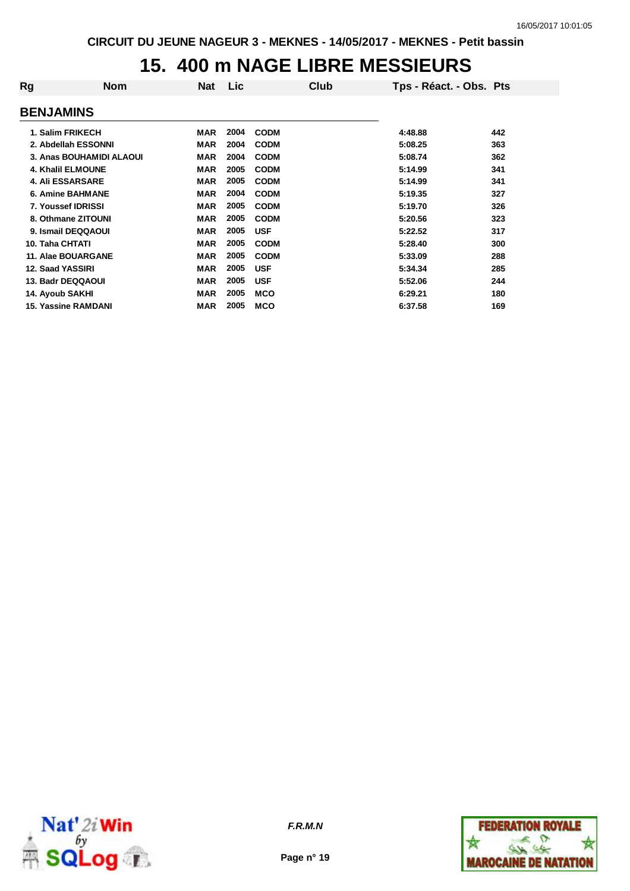# 15. 400 m NAGE LIBRE MESSIEURS

## BENJAMINS

| Rg | Nom | Nat | Lic | Club | Tps - Réact. - Obs. | Pts |
|---|---|---|---|---|---|---|
| 1. | Salim FRIKECH | MAR | 2004 | CODM | 4:48.88 | 442 |
| 2. | Abdellah ESSONNI | MAR | 2004 | CODM | 5:08.25 | 363 |
| 3. | Anas BOUHAMIDI ALAOUI | MAR | 2004 | CODM | 5:08.74 | 362 |
| 4. | Khalil ELMOUNE | MAR | 2005 | CODM | 5:14.99 | 341 |
| 4. | Ali ESSARSARE | MAR | 2005 | CODM | 5:14.99 | 341 |
| 6. | Amine BAHMANE | MAR | 2004 | CODM | 5:19.35 | 327 |
| 7. | Youssef IDRISSI | MAR | 2005 | CODM | 5:19.70 | 326 |
| 8. | Othmane ZITOUNI | MAR | 2005 | CODM | 5:20.56 | 323 |
| 9. | Ismail DEQQAOUI | MAR | 2005 | USF | 5:22.52 | 317 |
| 10. | Taha CHTATI | MAR | 2005 | CODM | 5:28.40 | 300 |
| 11. | Alae BOUARGANE | MAR | 2005 | CODM | 5:33.09 | 288 |
| 12. | Saad YASSIRI | MAR | 2005 | USF | 5:34.34 | 285 |
| 13. | Badr DEQQAOUI | MAR | 2005 | USF | 5:52.06 | 244 |
| 14. | Ayoub SAKHI | MAR | 2005 | MCO | 6:29.21 | 180 |
| 15. | Yassine RAMDANI | MAR | 2005 | MCO | 6:37.58 | 169 |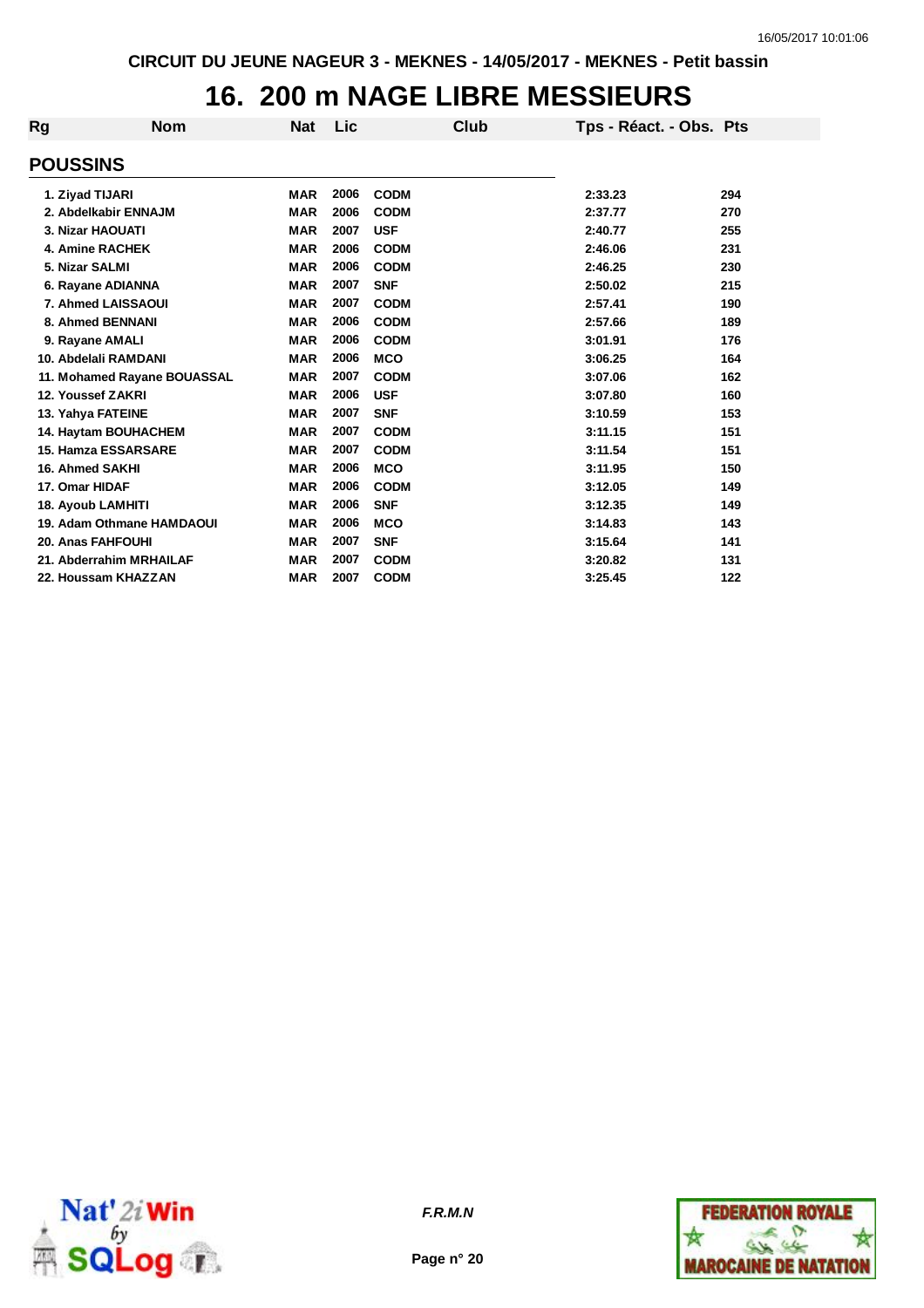# 16. 200 m NAGE LIBRE MESSIEURS

| Rg | Nom | Nat | Lic | Club | Tps - Réact. - Obs. | Pts |
|---|---|---|---|---|---|---|

## POUSSINS

| Rg | Nom | Nat | Lic | Club | Tps - Réact. - Obs. | Pts |
|---|---|---|---|---|---|---|
| 1. | Ziyad TIJARI | MAR | 2006 | CODM | 2:33.23 | 294 |
| 2. | Abdelkabir ENNAJM | MAR | 2006 | CODM | 2:37.77 | 270 |
| 3. | Nizar HAOUATI | MAR | 2007 | USF | 2:40.77 | 255 |
| 4. | Amine RACHEK | MAR | 2006 | CODM | 2:46.06 | 231 |
| 5. | Nizar SALMI | MAR | 2006 | CODM | 2:46.25 | 230 |
| 6. | Rayane ADIANNA | MAR | 2007 | SNF | 2:50.02 | 215 |
| 7. | Ahmed LAISSAOUI | MAR | 2007 | CODM | 2:57.41 | 190 |
| 8. | Ahmed BENNANI | MAR | 2006 | CODM | 2:57.66 | 189 |
| 9. | Rayane AMALI | MAR | 2006 | CODM | 3:01.91 | 176 |
| 10. | Abdelali RAMDANI | MAR | 2006 | MCO | 3:06.25 | 164 |
| 11. | Mohamed Rayane BOUASSAL | MAR | 2007 | CODM | 3:07.06 | 162 |
| 12. | Youssef ZAKRI | MAR | 2006 | USF | 3:07.80 | 160 |
| 13. | Yahya FATEINE | MAR | 2007 | SNF | 3:10.59 | 153 |
| 14. | Haytam BOUHACHEM | MAR | 2007 | CODM | 3:11.15 | 151 |
| 15. | Hamza ESSARSARE | MAR | 2007 | CODM | 3:11.54 | 151 |
| 16. | Ahmed SAKHI | MAR | 2006 | MCO | 3:11.95 | 150 |
| 17. | Omar HIDAF | MAR | 2006 | CODM | 3:12.05 | 149 |
| 18. | Ayoub LAMHITI | MAR | 2006 | SNF | 3:12.35 | 149 |
| 19. | Adam Othmane HAMDAOUI | MAR | 2006 | MCO | 3:14.83 | 143 |
| 20. | Anas FAHFOUHI | MAR | 2007 | SNF | 3:15.64 | 141 |
| 21. | Abderrahim MRHAILAF | MAR | 2007 | CODM | 3:20.82 | 131 |
| 22. | Houssam KHAZZAN | MAR | 2007 | CODM | 3:25.45 | 122 |

*F.R.M.N*